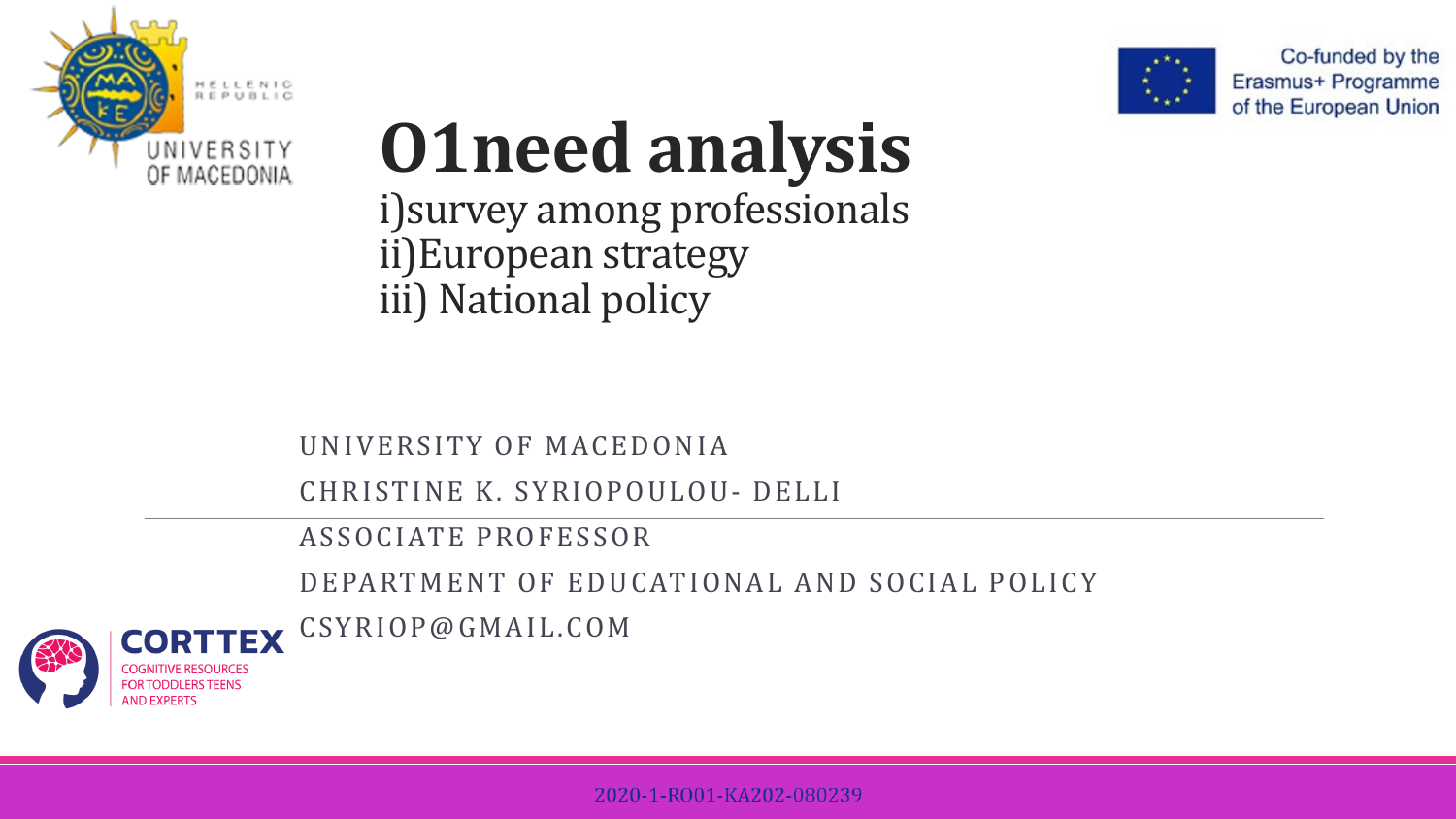# O1need analysis

i)survey among professionals
ii)European strategy
iii) National policy

UNIVERSITY OF MACEDONIA

CHRISTINE K. SYRIOPOULOU- DELLI

ASSOCIATE PROFESSOR

DEPARTMENT OF EDUCATIONAL AND SOCIAL POLICY

CSYRIOP@GMAIL.COM

2020-1-RO01-KA202-080239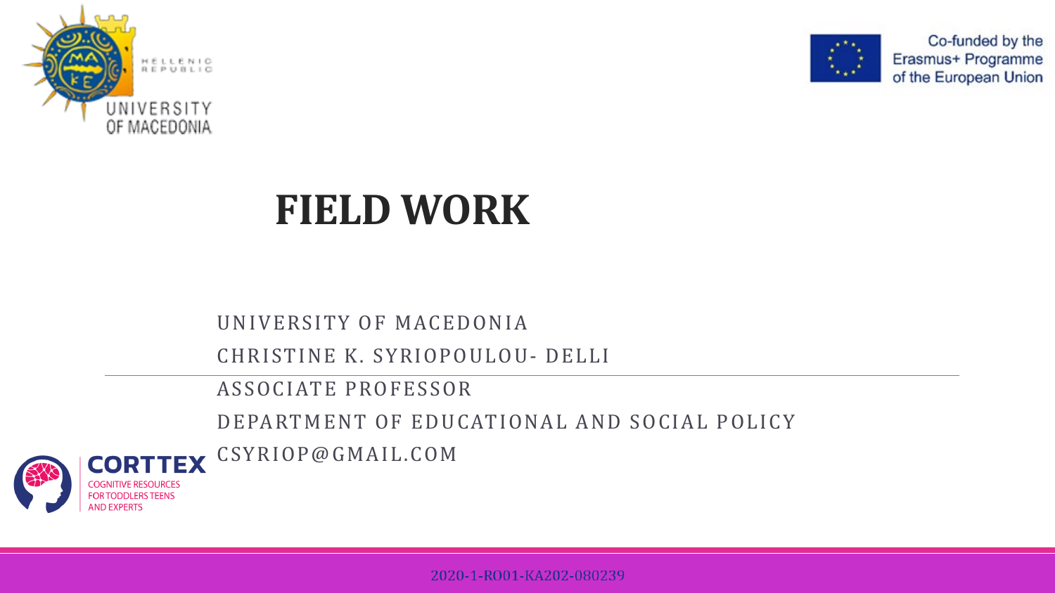HELLENIC REPUBLIC
UNIVERSITY OF MACEDONIA

Co-funded by the Erasmus+ Programme of the European Union

# FIELD WORK

UNIVERSITY OF MACEDONIA

CHRISTINE K. SYRIOPOULOU- DELLI

ASSOCIATE PROFESSOR

DEPARTMENT OF EDUCATIONAL AND SOCIAL POLICY

CSYRIOP@GMAIL.COM

CORTTEX
COGNITIVE RESOURCES FOR TODDLERS TEENS AND EXPERTS

2020-1-RO01-KA202-080239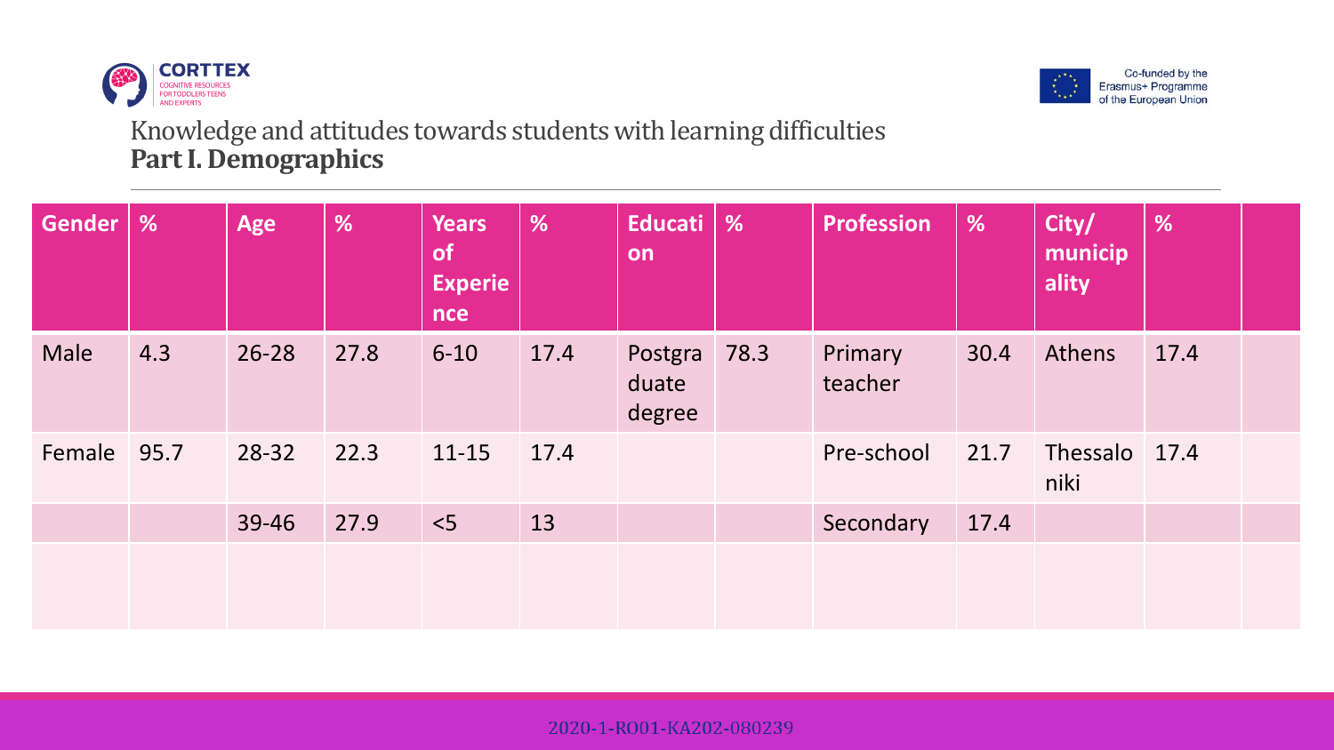Knowledge and attitudes towards students with learning difficulties

**Part I. Demographics**

| Gender | % | Age | % | Years of Experience | % | Education | % | Profession | % | City/ municipality | % | |
|---|---|---|---|---|---|---|---|---|---|---|---|---|
| Male | 4.3 | 26-28 | 27.8 | 6-10 | 17.4 | Postgraduate degree | 78.3 | Primary teacher | 30.4 | Athens | 17.4 | |
| Female | 95.7 | 28-32 | 22.3 | 11-15 | 17.4 | | | Pre-school | 21.7 | Thessaloniki | 17.4 | |
| | | 39-46 | 27.9 | <5 | 13 | | | Secondary | 17.4 | | | |
| | | | | | | | | | | | | |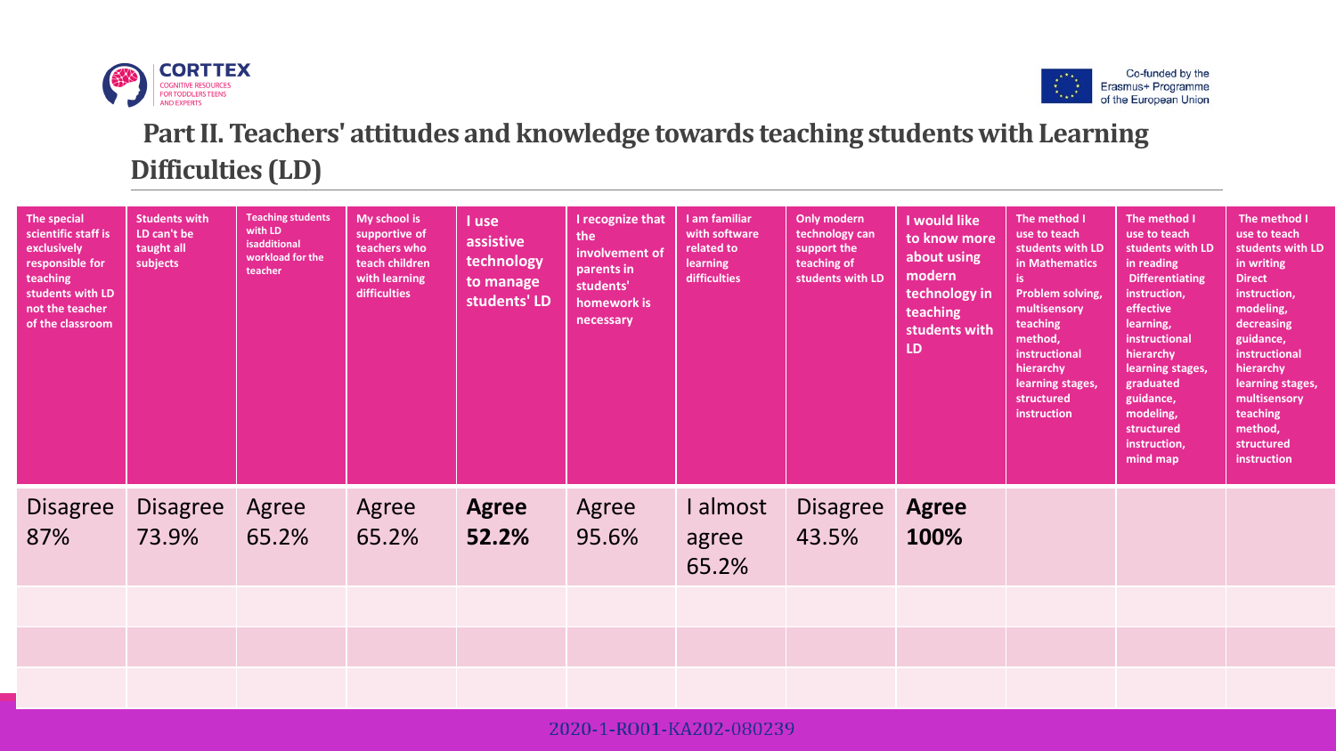## Part II. Teachers' attitudes and knowledge towards teaching students with Learning Difficulties (LD)

| The special scientific staff is exclusively responsible for teaching students with LD not the teacher of the classroom | Students with LD can't be taught all subjects | Teaching students with LD isadditional workload for the teacher | My school is supportive of teachers who teach children with learning difficulties | I use assistive technology to manage students' LD | I recognize that the involvement of parents in students' homework is necessary | I am familiar with software related to learning difficulties | Only modern technology can support the teaching of students with LD | I would like to know more about using modern technology in teaching students with LD | The method I use to teach students with LD in Mathematics is Problem solving, multisensory teaching method, instructional hierarchy learning stages, structured instruction | The method I use to teach students with LD in reading Differentiating instruction, effective learning, instructional hierarchy learning stages, graduated guidance, modeling, structured instruction, mind map | The method I use to teach students with LD in writing Direct instruction, modeling, decreasing guidance, instructional hierarchy learning stages, multisensory teaching method, structured instruction |
|---|---|---|---|---|---|---|---|---|---|---|---|
| Disagree 87% | Disagree 73.9% | Agree 65.2% | Agree 65.2% | **Agree 52.2%** | Agree 95.6% | I almost agree 65.2% | Disagree 43.5% | **Agree 100%** | | | |
| | | | | | | | | | | | |
| | | | | | | | | | | | |
| | | | | | | | | | | | |

2020-1-RO01-KA202-080239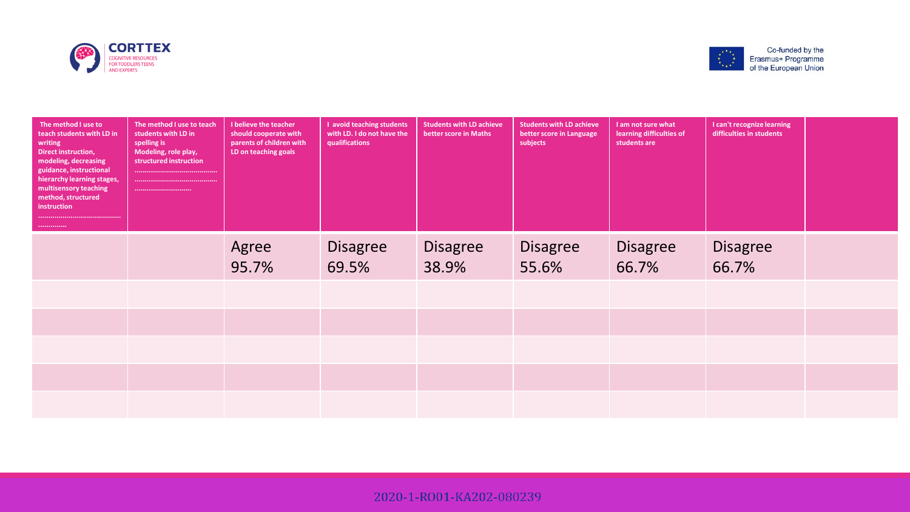| The method I use to teach students with LD in writing Direct instruction, modeling, decreasing guidance, instructional hierarchy learning stages, multisensory teaching method, structured instruction ………………………………………………… | The method I use to teach students with LD in spelling is Modeling, role play, structured instruction ………………………………………………………………………… | I believe the teacher should cooperate with parents of children with LD on teaching goals | I avoid teaching students with LD. I do not have the qualifications | Students with LD achieve better score in Maths | Students with LD achieve better score in Language subjects | I am not sure what learning difficulties of students are | I can't recognize learning difficulties in students | |
|---|---|---|---|---|---|---|---|---|
| | | Agree 95.7% | Disagree 69.5% | Disagree 38.9% | Disagree 55.6% | Disagree 66.7% | Disagree 66.7% | |
| | | | | | | | | |
| | | | | | | | | |
| | | | | | | | | |
| | | | | | | | | |
| | | | | | | | | |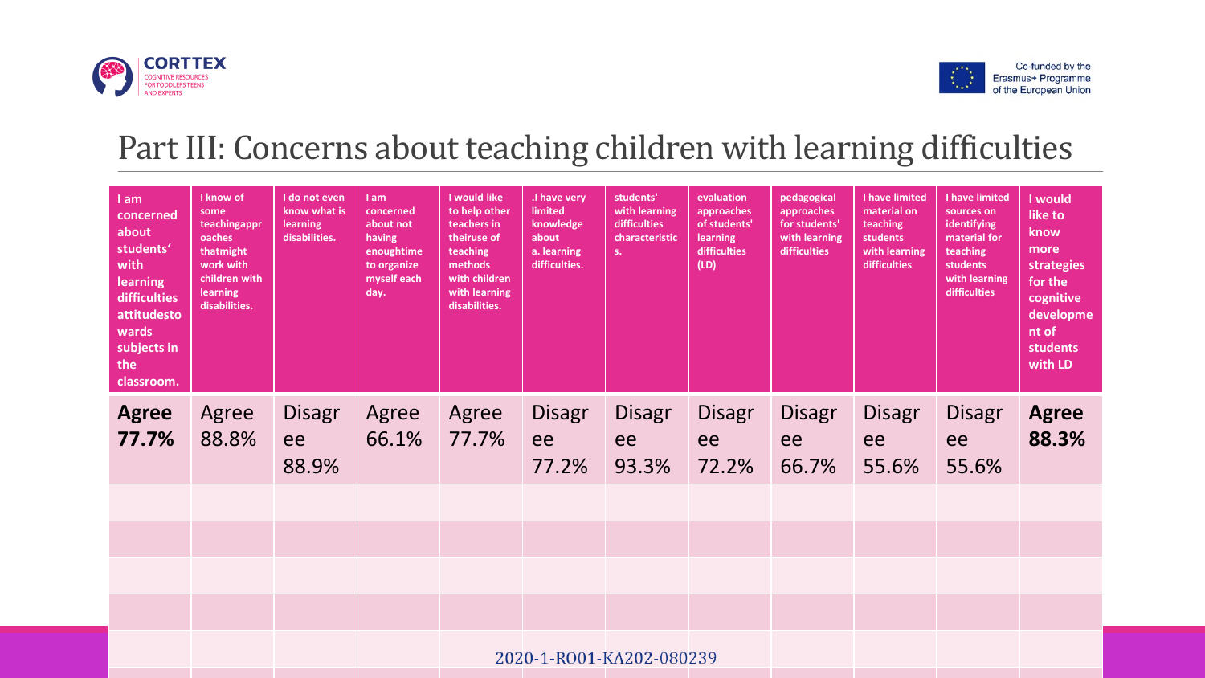## Part III: Concerns about teaching children with learning difficulties

| I am concerned about students' with learning difficulties attitudestowards subjects in the classroom. | I know of some teachingapproaches thatmight work with children with learning disabilities. | I do not even know what is learning disabilities. | I am concerned about not having enoughtime to organize myself each day. | I would like to help other teachers in theiruse of teaching methods with children with learning disabilities. | .I have very limited knowledge about a. learning difficulties. | students' with learning difficulties characteristics. | evaluation approaches of students' learning difficulties (LD) | pedagogical approaches for students' with learning difficulties | I have limited material on teaching students with learning difficulties | I have limited sources on identifying material for teaching students with learning difficulties | I would like to know more strategies for the cognitive development of students with LD |
|---|---|---|---|---|---|---|---|---|---|---|---|
| **Agree 77.7%** | Agree 88.8% | Disagree 88.9% | Agree 66.1% | Agree 77.7% | Disagree 77.2% | Disagree 93.3% | Disagree 72.2% | Disagree 66.7% | Disagree 55.6% | Disagree 55.6% | **Agree 88.3%** |
| | | | | | | | | | | | |
| | | | | | | | | | | | |
| | | | | | | | | | | | |
| | | | | | | | | | | | |
| | | | | | | | | | | | |

2020-1-RO01-KA202-080239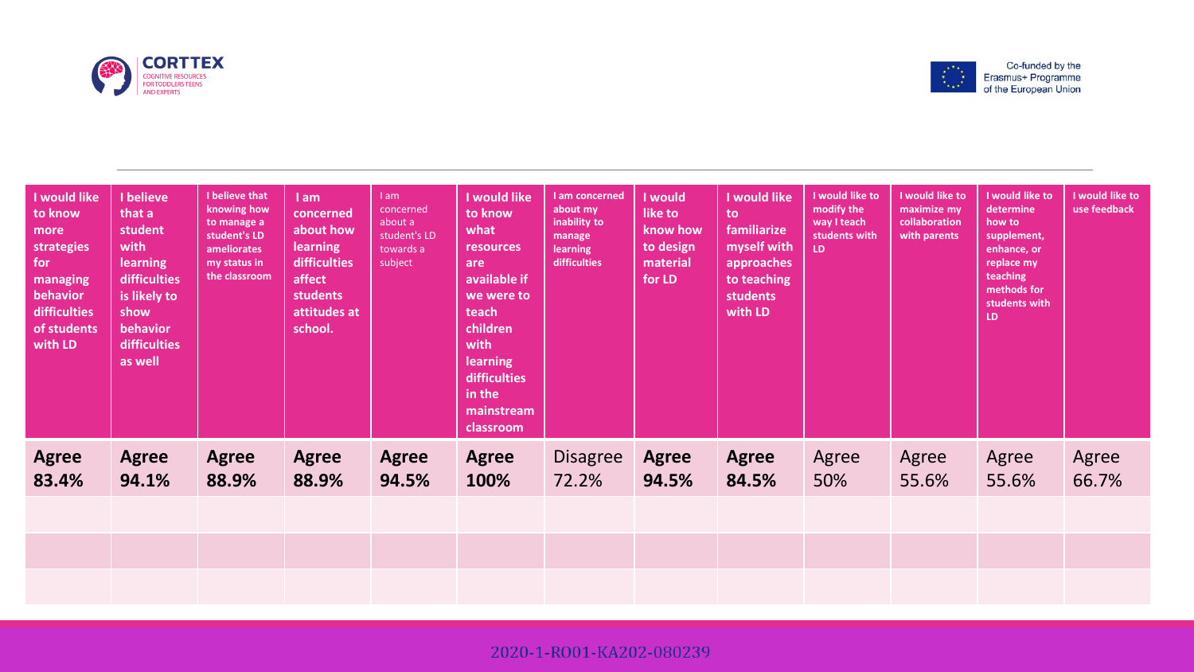| I would like to know more strategies for managing behavior difficulties of students with LD | I believe that a student with learning difficulties is likely to show behavior difficulties as well | I believe that knowing how to manage a student's LD ameliorates my status in the classroom | I am concerned about how learning difficulties affect students attitudes at school. | I am concerned about a student's LD towards a subject | I would like to know what resources are available if we were to teach children with learning difficulties in the mainstream classroom | I am concerned about my inability to manage learning difficulties | I would like to know how to design material for LD | I would like to familiarize myself with approaches to teaching students with LD | I would like to modify the way I teach students with LD | I would like to maximize my collaboration with parents | I would like to determine how to supplement, enhance, or replace my teaching methods for students with LD | I would like to use feedback |
|---|---|---|---|---|---|---|---|---|---|---|---|---|
| **Agree 83.4%** | **Agree 94.1%** | **Agree 88.9%** | **Agree 88.9%** | **Agree 94.5%** | **Agree 100%** | Disagree 72.2% | **Agree 94.5%** | **Agree 84.5%** | Agree 50% | Agree 55.6% | Agree 55.6% | Agree 66.7% |
| | | | | | | | | | | | | |
| | | | | | | | | | | | | |
| | | | | | | | | | | | | |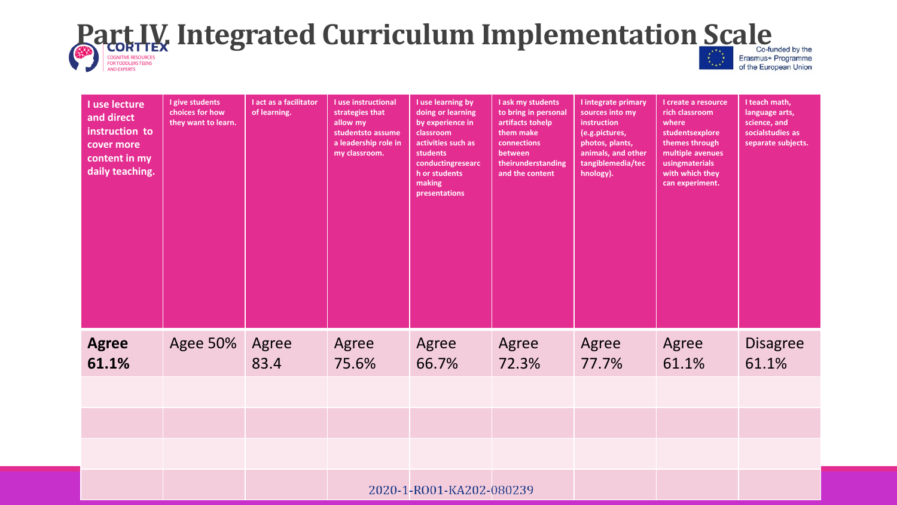# Part IV. Integrated Curriculum Implementation Scale

| I use lecture and direct instruction to cover more content in my daily teaching. | I give students choices for how they want to learn. | I act as a facilitator of learning. | I use instructional strategies that allow my studentsto assume a leadership role in my classroom. | I use learning by doing or learning by experience in classroom activities such as students conductingresearch or students making presentations | I ask my students to bring in personal artifacts tohelp them make connections between theirunderstanding and the content | I integrate primary sources into my instruction (e.g.pictures, photos, plants, animals, and other tangiblemedia/technology). | I create a resource rich classroom where studentsexplore themes through multiple avenues usingmaterials with which they can experiment. | I teach math, language arts, science, and socialstudies as separate subjects. |
|---|---|---|---|---|---|---|---|---|
| **Agree 61.1%** | Agee 50% | Agree 83.4 | Agree 75.6% | Agree 66.7% | Agree 72.3% | Agree 77.7% | Agree 61.1% | Disagree 61.1% |
| | | | | | | | | |
| | | | | | | | | |
| | | | | | | | | |
| | | | | | | | | |

2020-1-RO01-KA202-080239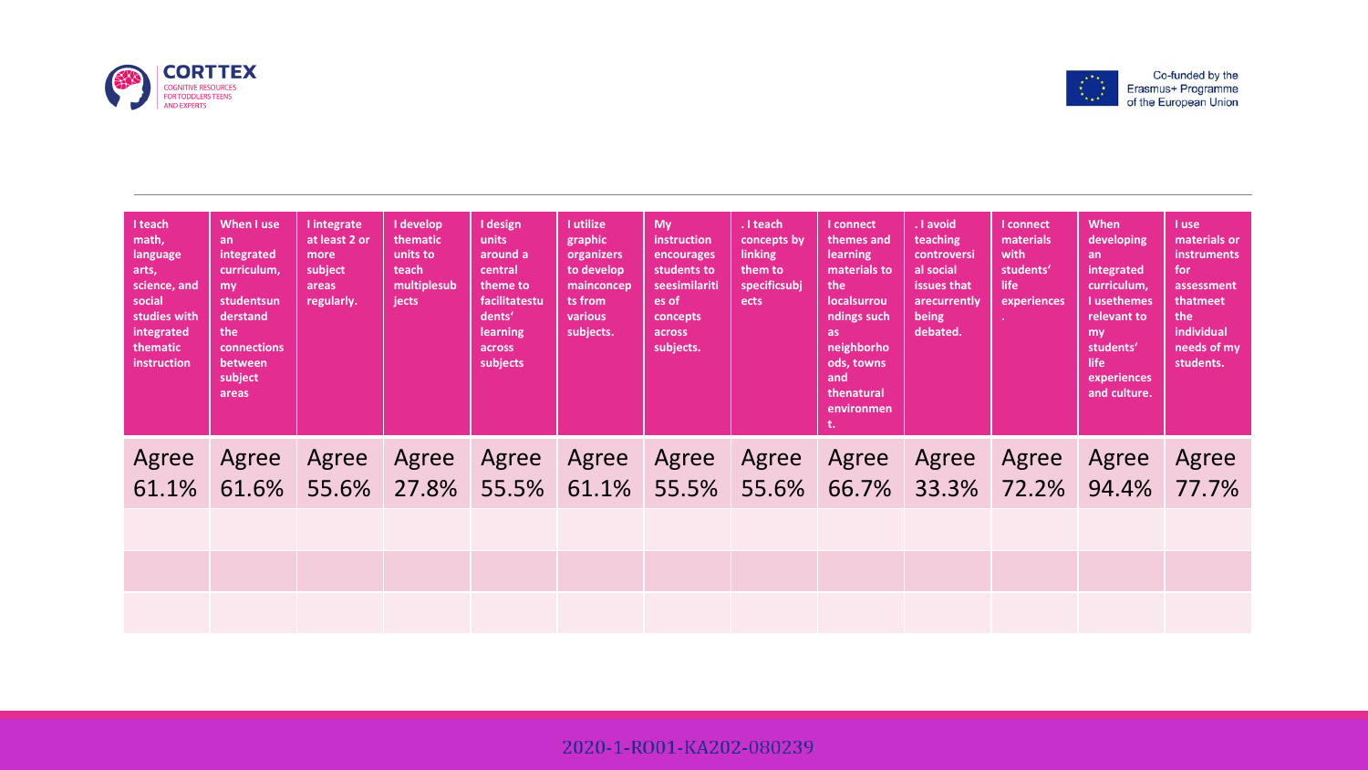| I teach math, language arts, science, and social studies with integrated thematic instruction | When I use an integrated curriculum, my studentsunderstand the connections between subject areas | I integrate at least 2 or more subject areas regularly. | I develop thematic units to teach multiplesubjects | I design units around a central theme to facilitatestudents' learning across subjects | I utilize graphic organizers to develop mainconcepts from various subjects. | My instruction encourages students to seesimilarities of concepts across subjects. | . I teach concepts by linking them to specificsubjects | I connect themes and learning materials to the localsurroundings such as neighborhoods, towns and thenatural environment. | . I avoid teaching controversial social issues that arecurrently being debated. | I connect materials with students' life experiences. | When developing an integrated curriculum, I usethemes relevant to my students' life experiences and culture. | I use materials or instruments for assessment thatmeet the individual needs of my students. |
|---|---|---|---|---|---|---|---|---|---|---|---|---|
| Agree 61.1% | Agree 61.6% | Agree 55.6% | Agree 27.8% | Agree 55.5% | Agree 61.1% | Agree 55.5% | Agree 55.6% | Agree 66.7% | Agree 33.3% | Agree 72.2% | Agree 94.4% | Agree 77.7% |
| | | | | | | | | | | | | |
| | | | | | | | | | | | | |
| | | | | | | | | | | | | |

2020-1-RO01-KA202-080239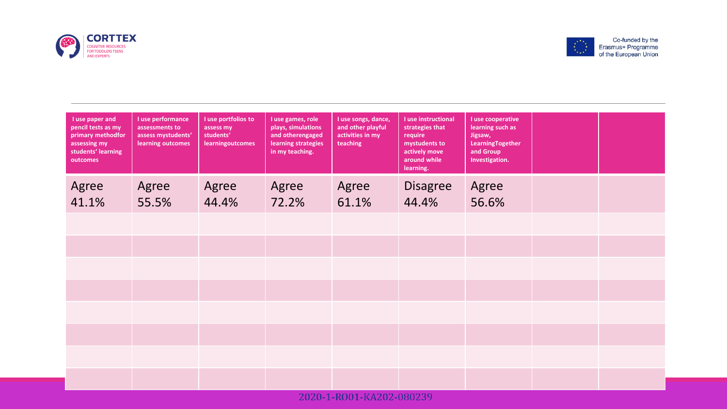| I use paper and pencil tests as my primary methodfor assessing my students' learning outcomes | I use performance assessments to assess mystudents' learning outcomes | I use portfolios to assess my students' learningoutcomes | I use games, role plays, simulations and otherengaged learning strategies in my teaching. | I use songs, dance, and other playful activities in my teaching | I use instructional strategies that require mystudents to actively move around while learning. | I use cooperative learning such as Jigsaw, LearningTogether and Group Investigation. | | |
|---|---|---|---|---|---|---|---|---|
| Agree 41.1% | Agree 55.5% | Agree 44.4% | Agree 72.2% | Agree 61.1% | Disagree 44.4% | Agree 56.6% | | |
| | | | | | | | | |
| | | | | | | | | |
| | | | | | | | | |
| | | | | | | | | |
| | | | | | | | | |
| | | | | | | | | |
| | | | | | | | | |
| | | | | | | | | |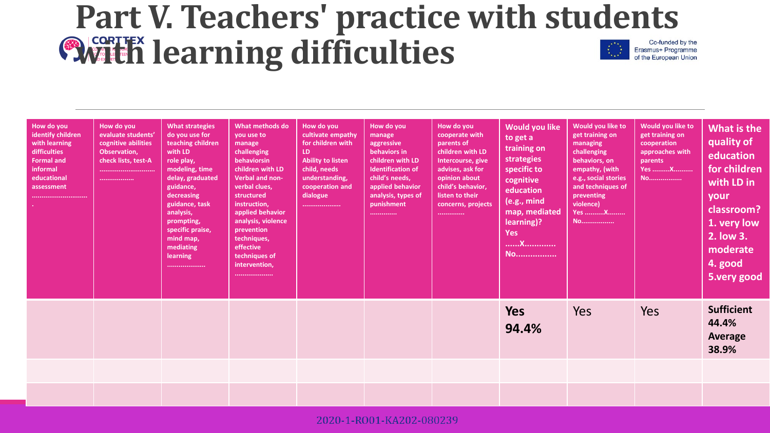# Part V. Teachers' practice with students with learning difficulties

| How do you identify children with learning difficulties Formal and informal educational assessment ............................. | How do you evaluate students' cognitive abilities Observation, check lists, test-A ............................. ................. | What strategies do you use for teaching children with LD role play, modeling, time delay, graduated guidance, decreasing guidance, task analysis, prompting, specific praise, mind map, mediating learning ................... | What methods do you use to manage challenging behaviorsin children with LD Verbal and non-verbal clues, structured instruction, applied behavior analysis, violence prevention techniques, effective techniques of intervention, ................... | How do you cultivate empathy for children with LD Ability to listen child, needs understanding, cooperation and dialogue ................... | How do you manage aggressive behaviors in children with LD Identification of child's needs, applied behavior analysis, types of punishment ............. | How do you cooperate with parents of children with LD Intercourse, give advises, ask for opinion about child's behavior, listen to their concerns, projects ............. | Would you like to get a training on strategies specific to cognitive education (e.g., mind map, mediated learning)? Yes ......X............ No................. | Would you like to get training on managing challenging behaviors, on empathy, (with e.g., social stories and techniques of preventing violence) Yes ..........X......... No................. | Would you like to get training on cooperation approaches with parents Yes .........X.......... No................. | What is the quality of education for children with LD in your classroom? 1. very low 2. low 3. moderate 4. good 5.very good |
|---|---|---|---|---|---|---|---|---|---|---|
| | | | | | | | **Yes 94.4%** | Yes | Yes | **Sufficient 44.4% Average 38.9%** |
| | | | | | | | | | | |
| | | | | | | | | | | |

2020-1-RO01-KA202-080239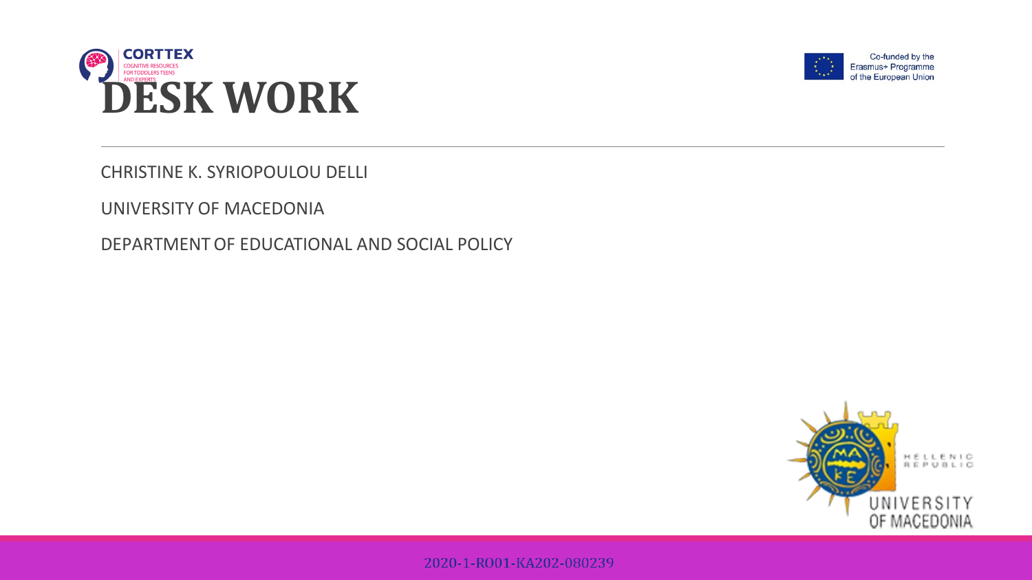# DESK WORK

CHRISTINE K. SYRIOPOULOU DELLI

UNIVERSITY OF MACEDONIA

DEPARTMENT OF EDUCATIONAL AND SOCIAL POLICY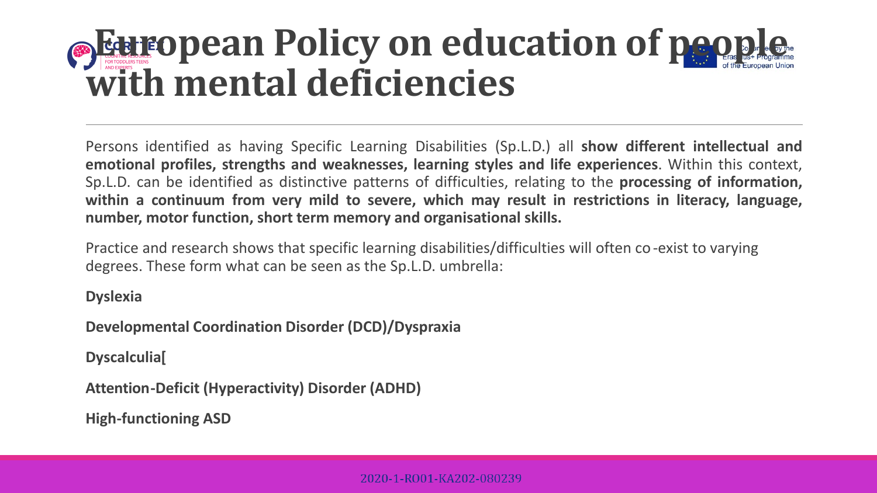# European Policy on education of people with mental deficiencies

Persons identified as having Specific Learning Disabilities (Sp.L.D.) all **show different intellectual and emotional profiles, strengths and weaknesses, learning styles and life experiences**. Within this context, Sp.L.D. can be identified as distinctive patterns of difficulties, relating to the **processing of information, within a continuum from very mild to severe, which may result in restrictions in literacy, language, number, motor function, short term memory and organisational skills.**

Practice and research shows that specific learning disabilities/difficulties will often co-exist to varying degrees. These form what can be seen as the Sp.L.D. umbrella:

**Dyslexia**

**Developmental Coordination Disorder (DCD)/Dyspraxia**

**Dyscalculia[**

**Attention-Deficit (Hyperactivity) Disorder (ADHD)**

**High-functioning ASD**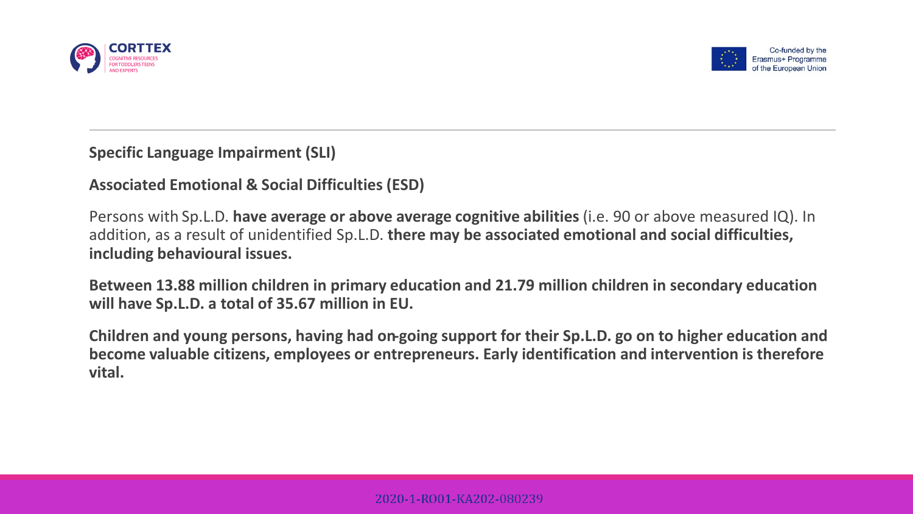**Specific Language Impairment (SLI)**

**Associated Emotional & Social Difficulties (ESD)**

Persons with Sp.L.D. **have average or above average cognitive abilities** (i.e. 90 or above measured IQ). In addition, as a result of unidentified Sp.L.D. **there may be associated emotional and social difficulties, including behavioural issues.**

**Between 13.88 million children in primary education and 21.79 million children in secondary education will have Sp.L.D. a total of 35.67 million in EU.**

**Children and young persons, having had on-going support for their Sp.L.D. go on to higher education and become valuable citizens, employees or entrepreneurs. Early identification and intervention is therefore vital.**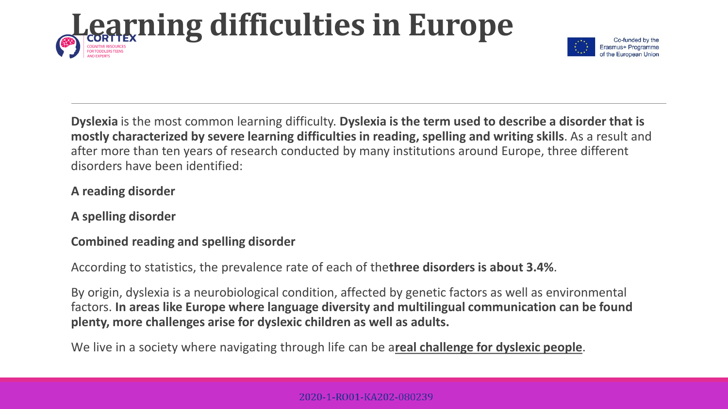# Learning difficulties in Europe

**Dyslexia** is the most common learning difficulty. **Dyslexia is the term used to describe a disorder that is mostly characterized by severe learning difficulties in reading, spelling and writing skills**. As a result and after more than ten years of research conducted by many institutions around Europe, three different disorders have been identified:

**A reading disorder**

**A spelling disorder**

**Combined reading and spelling disorder**

According to statistics, the prevalence rate of each of the**three disorders is about 3.4%**.

By origin, dyslexia is a neurobiological condition, affected by genetic factors as well as environmental factors. **In areas like Europe where language diversity and multilingual communication can be found plenty, more challenges arise for dyslexic children as well as adults.**

We live in a society where navigating through life can be a**real challenge for dyslexic people**.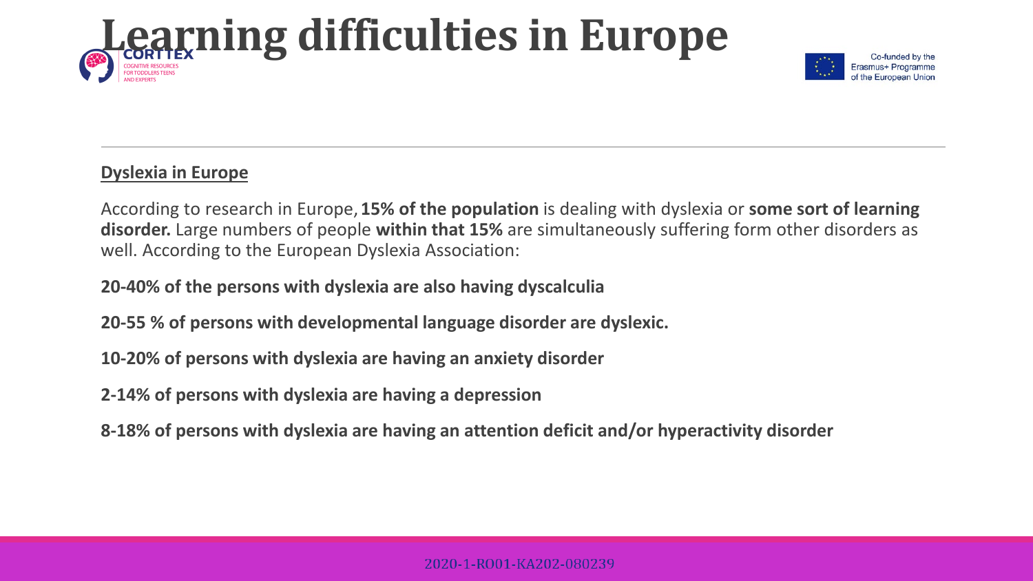# Learning difficulties in Europe

**Dyslexia in Europe**

According to research in Europe, **15% of the population** is dealing with dyslexia or **some sort of learning disorder.** Large numbers of people **within that 15%** are simultaneously suffering form other disorders as well. According to the European Dyslexia Association:

**20-40% of the persons with dyslexia are also having dyscalculia**

**20-55 % of persons with developmental language disorder are dyslexic.**

**10-20% of persons with dyslexia are having an anxiety disorder**

**2-14% of persons with dyslexia are having a depression**

**8-18% of persons with dyslexia are having an attention deficit and/or hyperactivity disorder**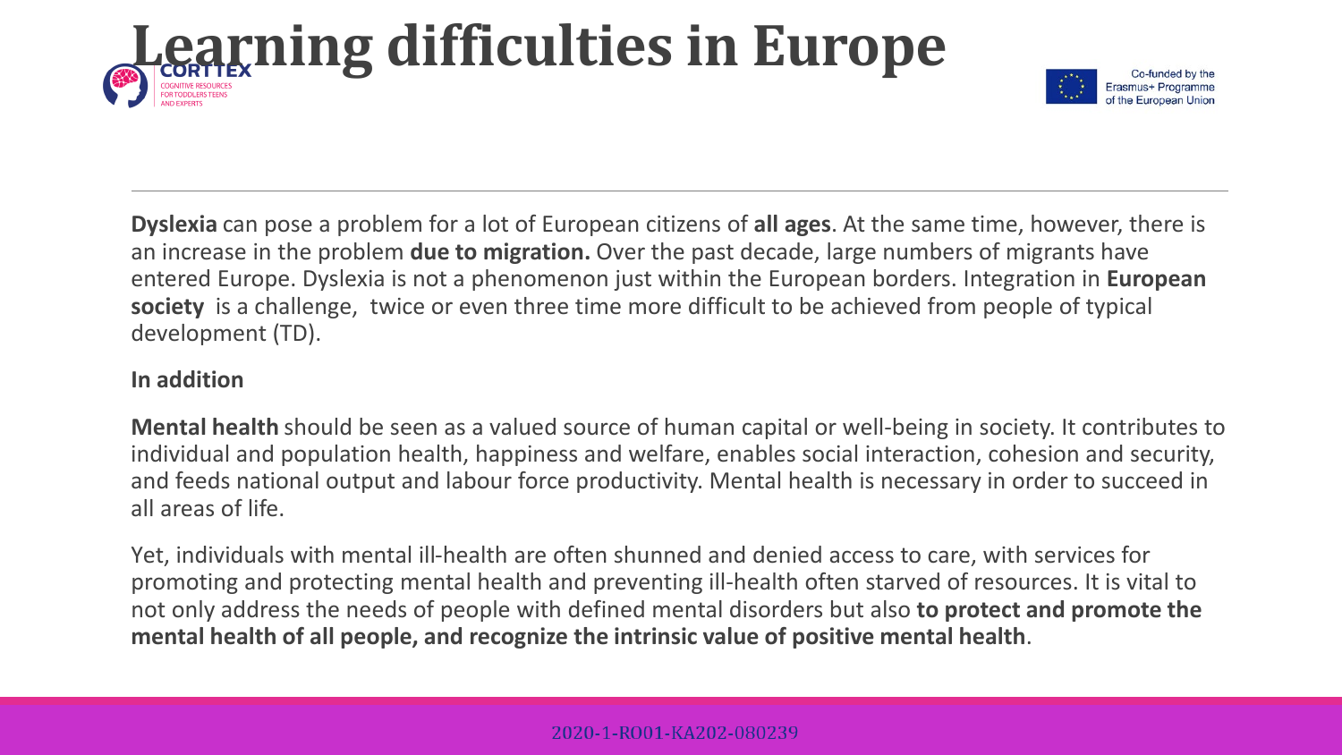# Learning difficulties in Europe

**Dyslexia** can pose a problem for a lot of European citizens of **all ages**. At the same time, however, there is an increase in the problem **due to migration.** Over the past decade, large numbers of migrants have entered Europe. Dyslexia is not a phenomenon just within the European borders. Integration in **European society** is a challenge, twice or even three time more difficult to be achieved from people of typical development (TD).

**In addition**

**Mental health** should be seen as a valued source of human capital or well-being in society. It contributes to individual and population health, happiness and welfare, enables social interaction, cohesion and security, and feeds national output and labour force productivity. Mental health is necessary in order to succeed in all areas of life.

Yet, individuals with mental ill-health are often shunned and denied access to care, with services for promoting and protecting mental health and preventing ill-health often starved of resources. It is vital to not only address the needs of people with defined mental disorders but also **to protect and promote the mental health of all people, and recognize the intrinsic value of positive mental health**.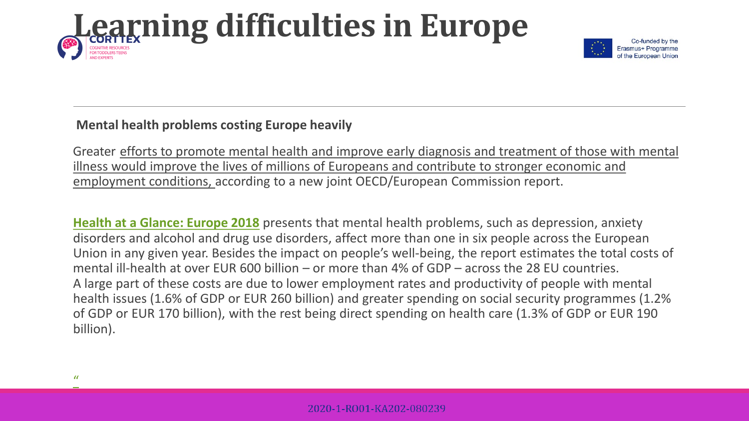# Learning difficulties in Europe

**Mental health problems costing Europe heavily**

Greater efforts to promote mental health and improve early diagnosis and treatment of those with mental illness would improve the lives of millions of Europeans and contribute to stronger economic and employment conditions, according to a new joint OECD/European Commission report.

**Health at a Glance: Europe 2018** presents that mental health problems, such as depression, anxiety disorders and alcohol and drug use disorders, affect more than one in six people across the European Union in any given year. Besides the impact on people's well-being, the report estimates the total costs of mental ill-health at over EUR 600 billion – or more than 4% of GDP – across the 28 EU countries. A large part of these costs are due to lower employment rates and productivity of people with mental health issues (1.6% of GDP or EUR 260 billion) and greater spending on social security programmes (1.2% of GDP or EUR 170 billion), with the rest being direct spending on health care (1.3% of GDP or EUR 190 billion).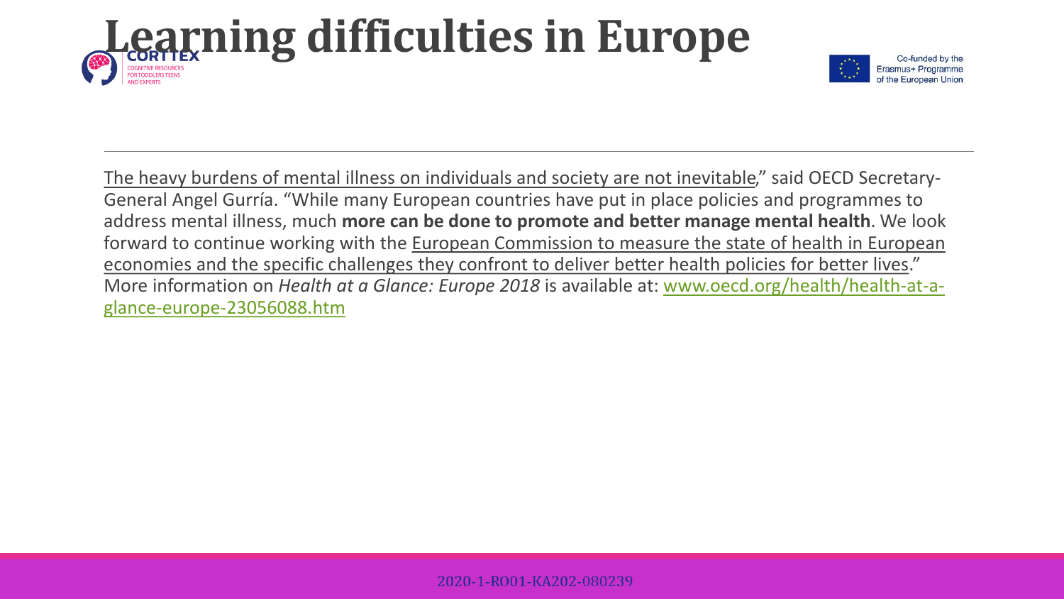# Learning difficulties in Europe

The heavy burdens of mental illness on individuals and society are not inevitable," said OECD Secretary-General Angel Gurría. "While many European countries have put in place policies and programmes to address mental illness, much **more can be done to promote and better manage mental health**. We look forward to continue working with the European Commission to measure the state of health in European economies and the specific challenges they confront to deliver better health policies for better lives." More information on *Health at a Glance: Europe 2018* is available at: www.oecd.org/health/health-at-a-glance-europe-23056088.htm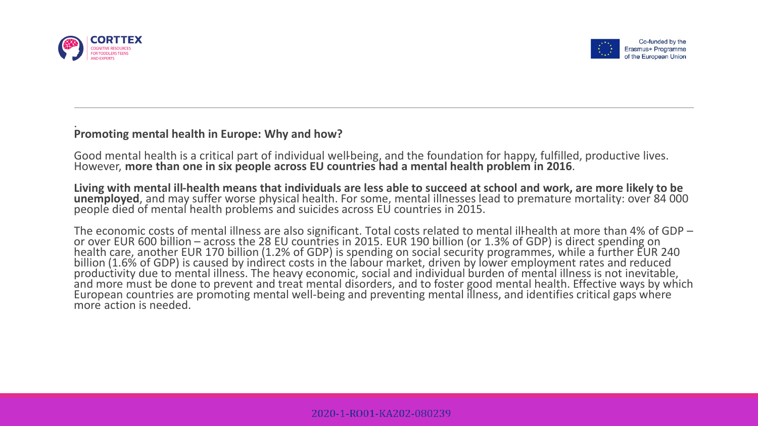.

**Promoting mental health in Europe: Why and how?**

Good mental health is a critical part of individual well-being, and the foundation for happy, fulfilled, productive lives. However, **more than one in six people across EU countries had a mental health problem in 2016**.

**Living with mental ill-health means that individuals are less able to succeed at school and work, are more likely to be unemployed**, and may suffer worse physical health. For some, mental illnesses lead to premature mortality: over 84 000 people died of mental health problems and suicides across EU countries in 2015.

The economic costs of mental illness are also significant. Total costs related to mental ill-health at more than 4% of GDP – or over EUR 600 billion – across the 28 EU countries in 2015. EUR 190 billion (or 1.3% of GDP) is direct spending on health care, another EUR 170 billion (1.2% of GDP) is spending on social security programmes, while a further EUR 240 billion (1.6% of GDP) is caused by indirect costs in the labour market, driven by lower employment rates and reduced productivity due to mental illness. The heavy economic, social and individual burden of mental illness is not inevitable, and more must be done to prevent and treat mental disorders, and to foster good mental health. Effective ways by which European countries are promoting mental well-being and preventing mental illness, and identifies critical gaps where more action is needed.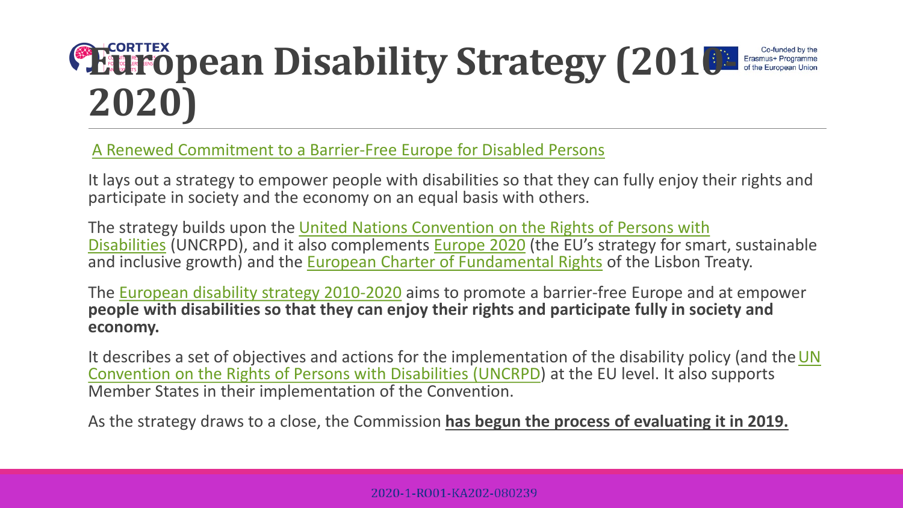# European Disability Strategy (2010-2020)

A Renewed Commitment to a Barrier-Free Europe for Disabled Persons

It lays out a strategy to empower people with disabilities so that they can fully enjoy their rights and participate in society and the economy on an equal basis with others.

The strategy builds upon the United Nations Convention on the Rights of Persons with Disabilities (UNCRPD), and it also complements Europe 2020 (the EU's strategy for smart, sustainable and inclusive growth) and the European Charter of Fundamental Rights of the Lisbon Treaty.

The European disability strategy 2010-2020 aims to promote a barrier-free Europe and at empower **people with disabilities so that they can enjoy their rights and participate fully in society and economy.**

It describes a set of objectives and actions for the implementation of the disability policy (and the UN Convention on the Rights of Persons with Disabilities (UNCRPD)) at the EU level. It also supports Member States in their implementation of the Convention.

As the strategy draws to a close, the Commission **has begun the process of evaluating it in 2019.**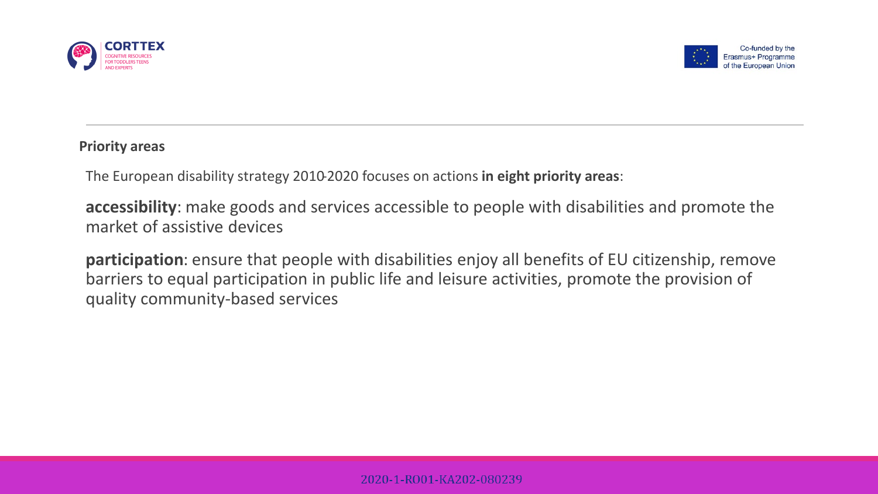## Priority areas

The European disability strategy 2010-2020 focuses on actions **in eight priority areas**:

**accessibility**: make goods and services accessible to people with disabilities and promote the market of assistive devices

**participation**: ensure that people with disabilities enjoy all benefits of EU citizenship, remove barriers to equal participation in public life and leisure activities, promote the provision of quality community-based services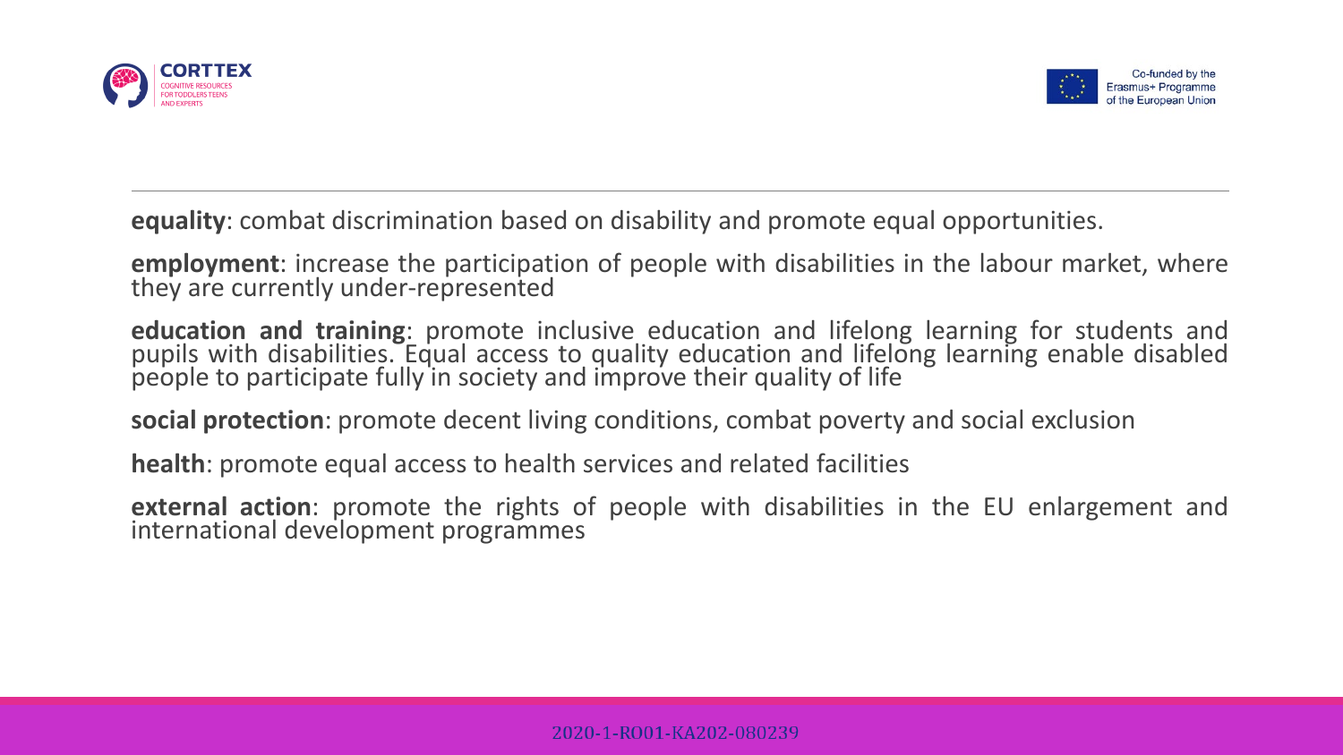**equality**: combat discrimination based on disability and promote equal opportunities.

**employment**: increase the participation of people with disabilities in the labour market, where they are currently under-represented

**education and training**: promote inclusive education and lifelong learning for students and pupils with disabilities. Equal access to quality education and lifelong learning enable disabled people to participate fully in society and improve their quality of life

**social protection**: promote decent living conditions, combat poverty and social exclusion

**health**: promote equal access to health services and related facilities

**external action**: promote the rights of people with disabilities in the EU enlargement and international development programmes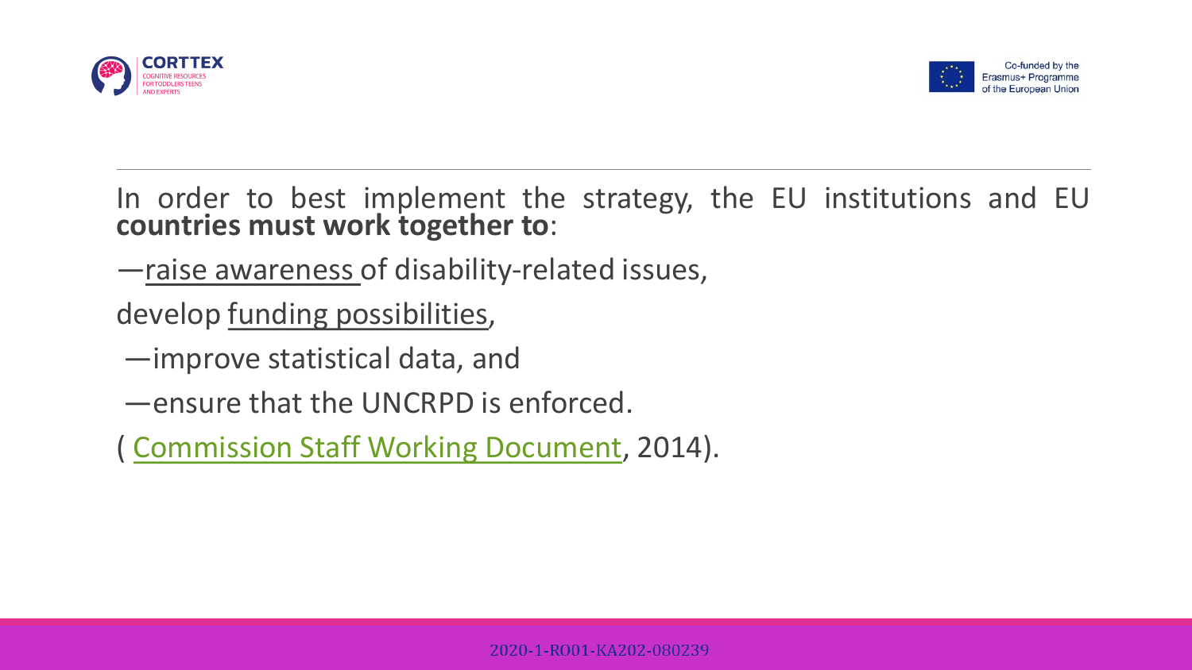In order to best implement the strategy, the EU institutions and EU **countries must work together to**:

—raise awareness of disability-related issues,

develop funding possibilities,

—improve statistical data, and

—ensure that the UNCRPD is enforced.

( Commission Staff Working Document, 2014).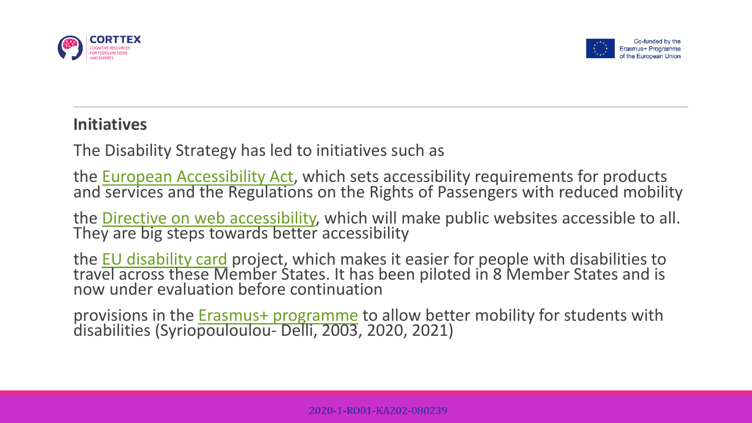## Initiatives

The Disability Strategy has led to initiatives such as

the European Accessibility Act, which sets accessibility requirements for products and services and the Regulations on the Rights of Passengers with reduced mobility

the Directive on web accessibility, which will make public websites accessible to all. They are big steps towards better accessibility

the EU disability card project, which makes it easier for people with disabilities to travel across these Member States. It has been piloted in 8 Member States and is now under evaluation before continuation

provisions in the Erasmus+ programme to allow better mobility for students with disabilities (Syriopouloulou- Delli, 2003, 2020, 2021)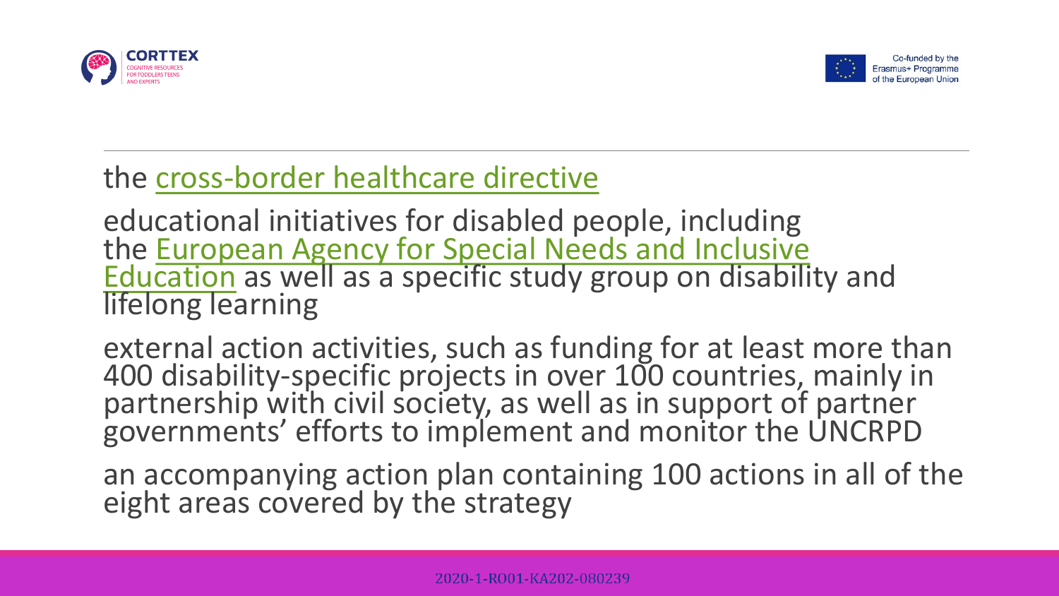the cross-border healthcare directive

educational initiatives for disabled people, including the European Agency for Special Needs and Inclusive Education as well as a specific study group on disability and lifelong learning

external action activities, such as funding for at least more than 400 disability-specific projects in over 100 countries, mainly in partnership with civil society, as well as in support of partner governments' efforts to implement and monitor the UNCRPD

an accompanying action plan containing 100 actions in all of the eight areas covered by the strategy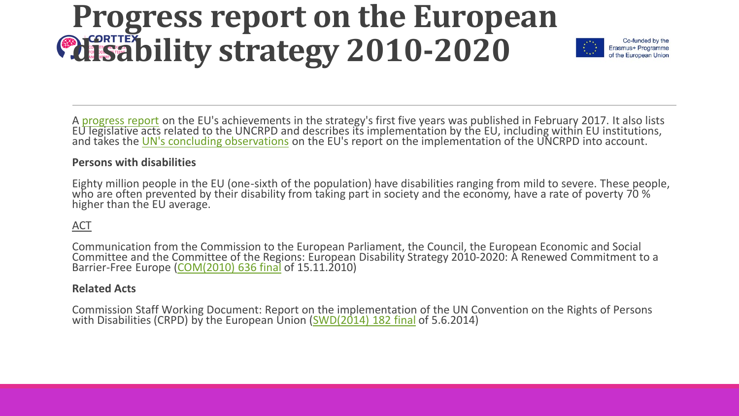# Progress report on the European disability strategy 2010-2020

A progress report on the EU's achievements in the strategy's first five years was published in February 2017. It also lists EU legislative acts related to the UNCRPD and describes its implementation by the EU, including within EU institutions, and takes the UN's concluding observations on the EU's report on the implementation of the UNCRPD into account.

**Persons with disabilities**

Eighty million people in the EU (one-sixth of the population) have disabilities ranging from mild to severe. These people, who are often prevented by their disability from taking part in society and the economy, have a rate of poverty 70 % higher than the EU average.

ACT

Communication from the Commission to the European Parliament, the Council, the European Economic and Social Committee and the Committee of the Regions: European Disability Strategy 2010-2020: A Renewed Commitment to a Barrier-Free Europe (COM(2010) 636 final of 15.11.2010)

**Related Acts**

Commission Staff Working Document: Report on the implementation of the UN Convention on the Rights of Persons with Disabilities (CRPD) by the European Union (SWD(2014) 182 final of 5.6.2014)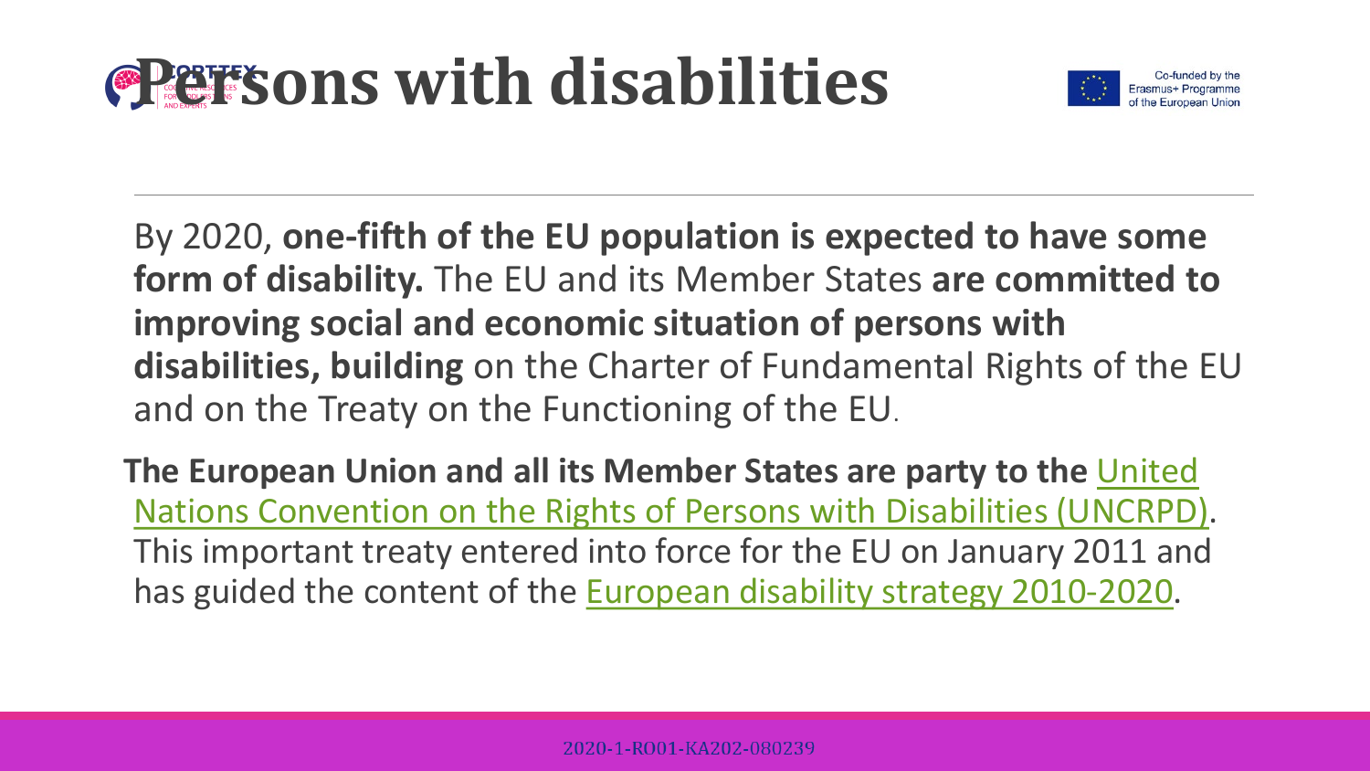# Persons with disabilities

By 2020, **one-fifth of the EU population is expected to have some form of disability.** The EU and its Member States **are committed to improving social and economic situation of persons with disabilities, building** on the Charter of Fundamental Rights of the EU and on the Treaty on the Functioning of the EU.

**The European Union and all its Member States are party to the** United Nations Convention on the Rights of Persons with Disabilities (UNCRPD). This important treaty entered into force for the EU on January 2011 and has guided the content of the European disability strategy 2010-2020.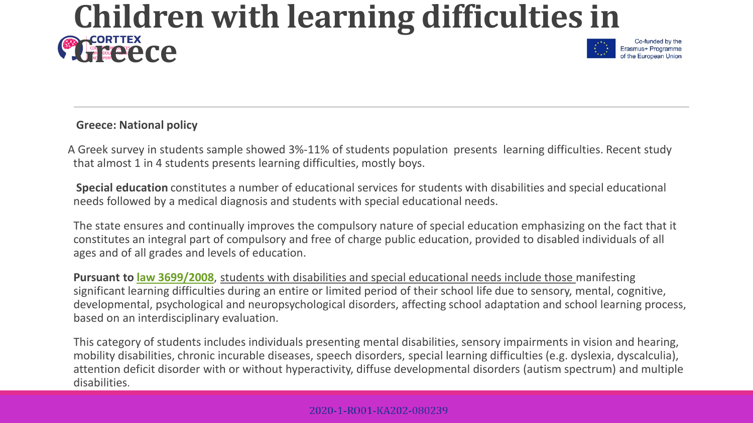# Children with learning difficulties in Greece

**Greece: National policy**

A Greek survey in students sample showed 3%-11% of students population presents learning difficulties. Recent study that almost 1 in 4 students presents learning difficulties, mostly boys.

**Special education** constitutes a number of educational services for students with disabilities and special educational needs followed by a medical diagnosis and students with special educational needs.

The state ensures and continually improves the compulsory nature of special education emphasizing on the fact that it constitutes an integral part of compulsory and free of charge public education, provided to disabled individuals of all ages and of all grades and levels of education.

**Pursuant to law 3699/2008**, students with disabilities and special educational needs include those manifesting significant learning difficulties during an entire or limited period of their school life due to sensory, mental, cognitive, developmental, psychological and neuropsychological disorders, affecting school adaptation and school learning process, based on an interdisciplinary evaluation.

This category of students includes individuals presenting mental disabilities, sensory impairments in vision and hearing, mobility disabilities, chronic incurable diseases, speech disorders, special learning difficulties (e.g. dyslexia, dyscalculia), attention deficit disorder with or without hyperactivity, diffuse developmental disorders (autism spectrum) and multiple disabilities.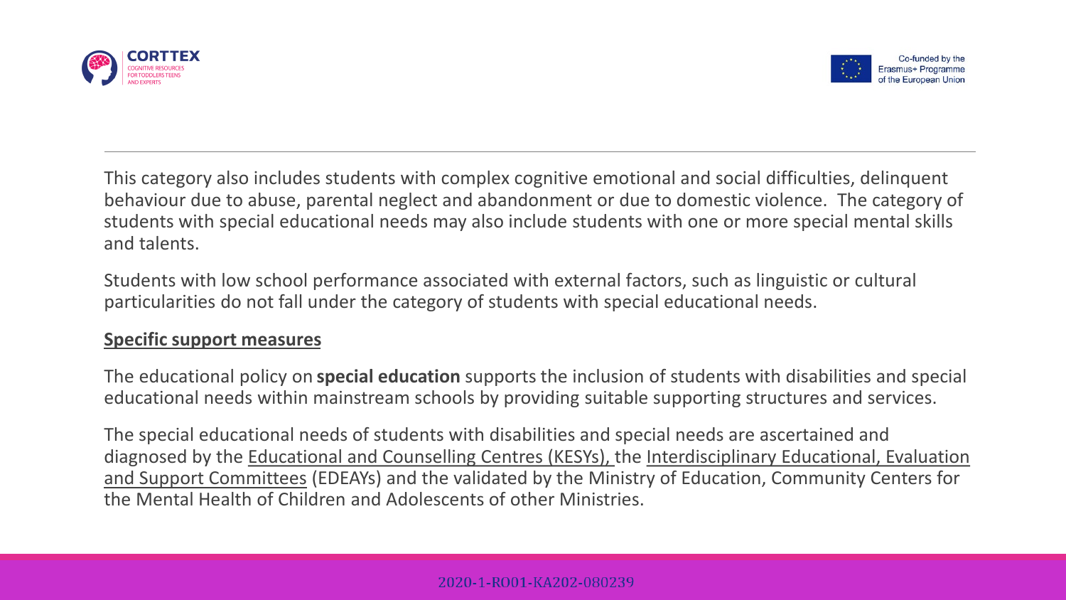This category also includes students with complex cognitive emotional and social difficulties, delinquent behaviour due to abuse, parental neglect and abandonment or due to domestic violence. The category of students with special educational needs may also include students with one or more special mental skills and talents.

Students with low school performance associated with external factors, such as linguistic or cultural particularities do not fall under the category of students with special educational needs.

**Specific support measures**

The educational policy on **special education** supports the inclusion of students with disabilities and special educational needs within mainstream schools by providing suitable supporting structures and services.

The special educational needs of students with disabilities and special needs are ascertained and diagnosed by the Educational and Counselling Centres (KESYs), the Interdisciplinary Educational, Evaluation and Support Committees (EDEAYs) and the validated by the Ministry of Education, Community Centers for the Mental Health of Children and Adolescents of other Ministries.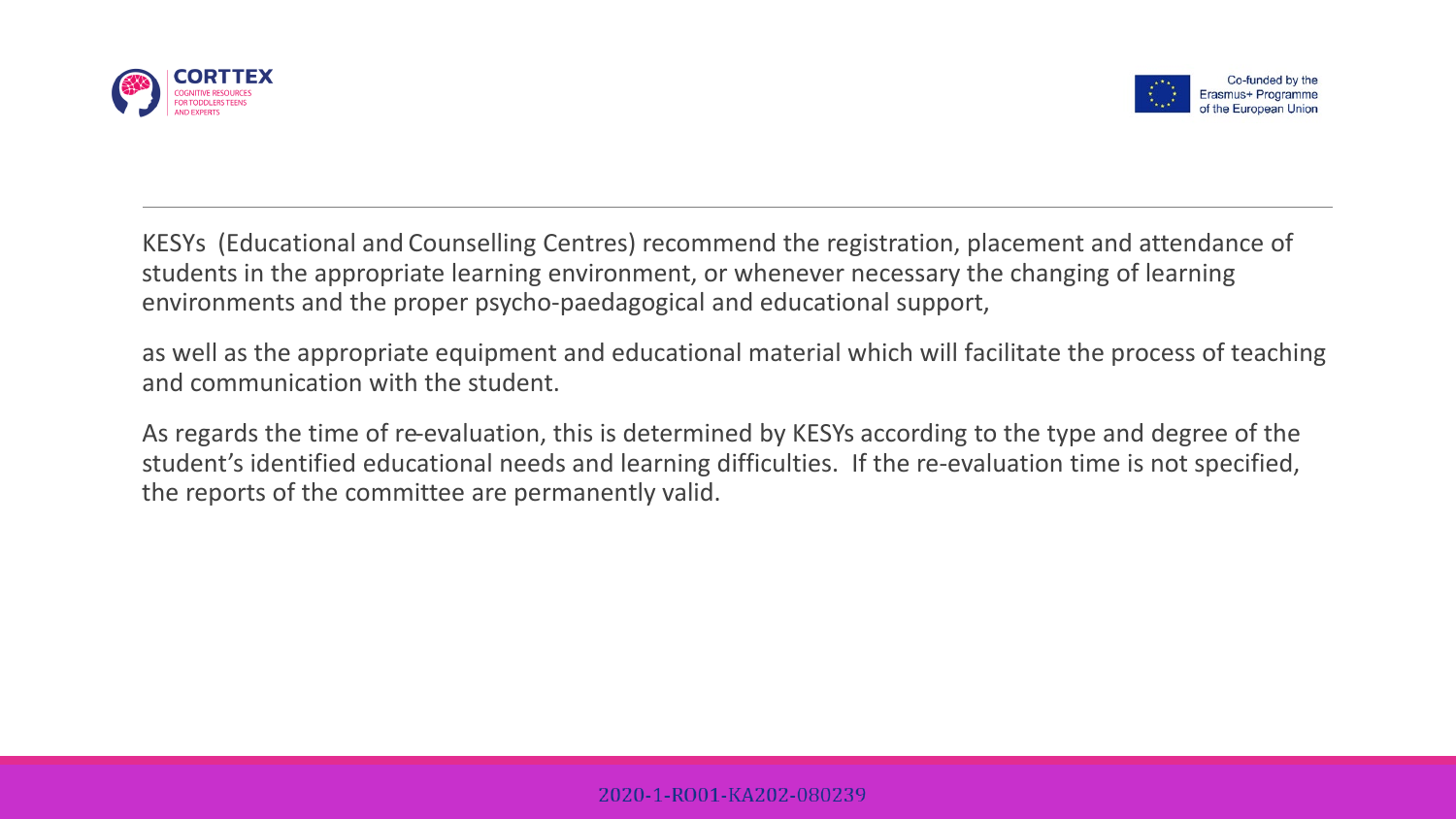KESYs (Educational and Counselling Centres) recommend the registration, placement and attendance of students in the appropriate learning environment, or whenever necessary the changing of learning environments and the proper psycho-paedagogical and educational support,

as well as the appropriate equipment and educational material which will facilitate the process of teaching and communication with the student.

As regards the time of re-evaluation, this is determined by KESYs according to the type and degree of the student's identified educational needs and learning difficulties. If the re-evaluation time is not specified, the reports of the committee are permanently valid.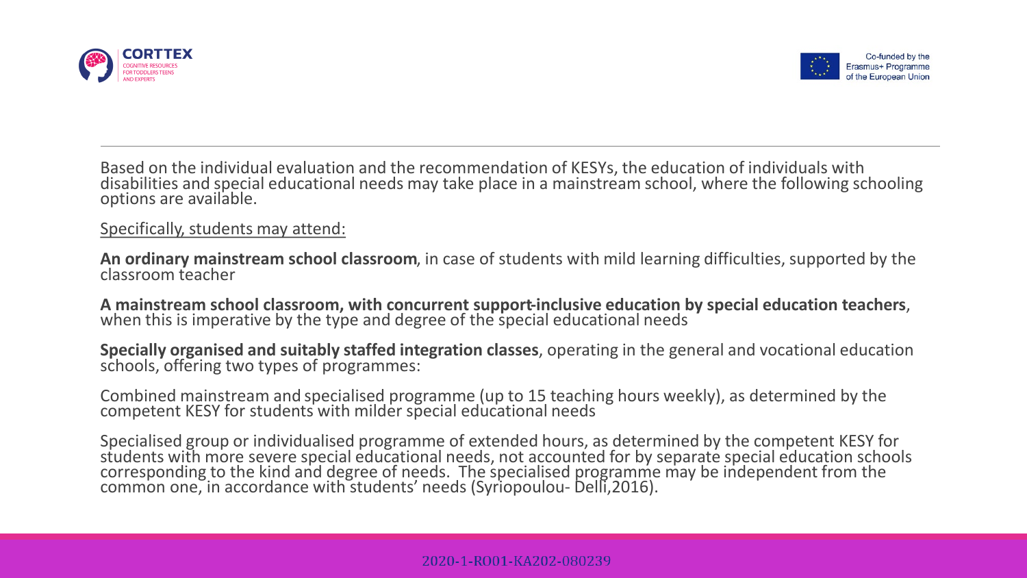Based on the individual evaluation and the recommendation of KESYs, the education of individuals with disabilities and special educational needs may take place in a mainstream school, where the following schooling options are available.

Specifically, students may attend:

**An ordinary mainstream school classroom**, in case of students with mild learning difficulties, supported by the classroom teacher

**A mainstream school classroom, with concurrent support-inclusive education by special education teachers**, when this is imperative by the type and degree of the special educational needs

**Specially organised and suitably staffed integration classes**, operating in the general and vocational education schools, offering two types of programmes:

Combined mainstream and specialised programme (up to 15 teaching hours weekly), as determined by the competent KESY for students with milder special educational needs

Specialised group or individualised programme of extended hours, as determined by the competent KESY for students with more severe special educational needs, not accounted for by separate special education schools corresponding to the kind and degree of needs. The specialised programme may be independent from the common one, in accordance with students' needs (Syriopoulou- Delli,2016).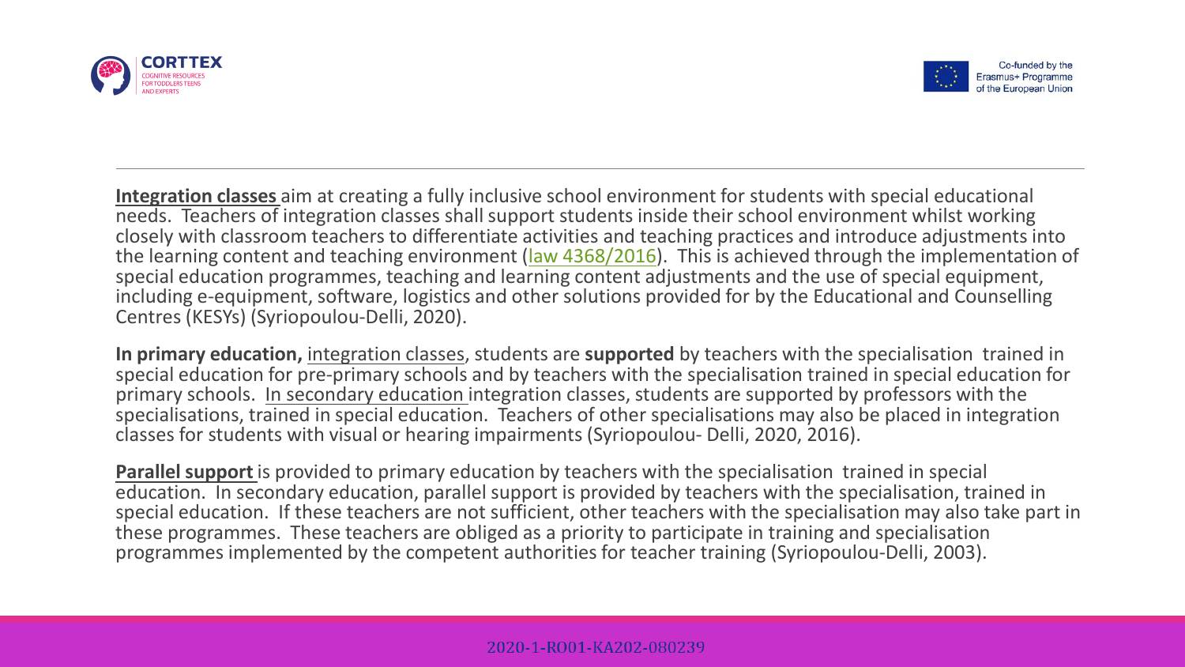**Integration classes** aim at creating a fully inclusive school environment for students with special educational needs. Teachers of integration classes shall support students inside their school environment whilst working closely with classroom teachers to differentiate activities and teaching practices and introduce adjustments into the learning content and teaching environment (law 4368/2016). This is achieved through the implementation of special education programmes, teaching and learning content adjustments and the use of special equipment, including e-equipment, software, logistics and other solutions provided for by the Educational and Counselling Centres (KESYs) (Syriopoulou-Delli, 2020).

**In primary education,** integration classes, students are **supported** by teachers with the specialisation trained in special education for pre-primary schools and by teachers with the specialisation trained in special education for primary schools. In secondary education integration classes, students are supported by professors with the specialisations, trained in special education. Teachers of other specialisations may also be placed in integration classes for students with visual or hearing impairments (Syriopoulou- Delli, 2020, 2016).

**Parallel support** is provided to primary education by teachers with the specialisation trained in special education. In secondary education, parallel support is provided by teachers with the specialisation, trained in special education. If these teachers are not sufficient, other teachers with the specialisation may also take part in these programmes. These teachers are obliged as a priority to participate in training and specialisation programmes implemented by the competent authorities for teacher training (Syriopoulou-Delli, 2003).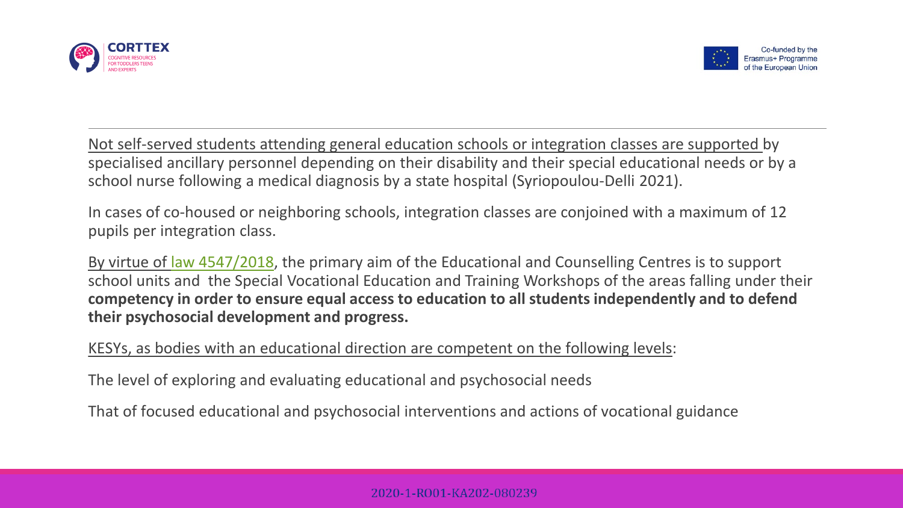Not self-served students attending general education schools or integration classes are supported by specialised ancillary personnel depending on their disability and their special educational needs or by a school nurse following a medical diagnosis by a state hospital (Syriopoulou-Delli 2021).

In cases of co-housed or neighboring schools, integration classes are conjoined with a maximum of 12 pupils per integration class.

By virtue of law 4547/2018, the primary aim of the Educational and Counselling Centres is to support school units and the Special Vocational Education and Training Workshops of the areas falling under their **competency in order to ensure equal access to education to all students independently and to defend their psychosocial development and progress.**

KESYs, as bodies with an educational direction are competent on the following levels:

The level of exploring and evaluating educational and psychosocial needs

That of focused educational and psychosocial interventions and actions of vocational guidance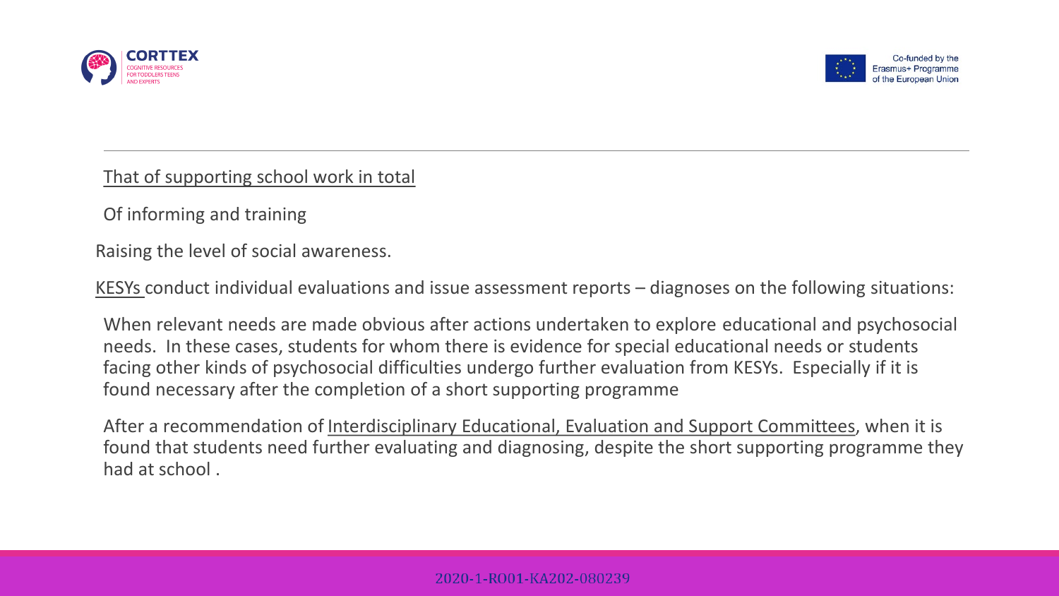That of supporting school work in total

Of informing and training

Raising the level of social awareness.

KESYs conduct individual evaluations and issue assessment reports – diagnoses on the following situations:

When relevant needs are made obvious after actions undertaken to explore educational and psychosocial needs. In these cases, students for whom there is evidence for special educational needs or students facing other kinds of psychosocial difficulties undergo further evaluation from KESYs. Especially if it is found necessary after the completion of a short supporting programme

After a recommendation of Interdisciplinary Educational, Evaluation and Support Committees, when it is found that students need further evaluating and diagnosing, despite the short supporting programme they had at school .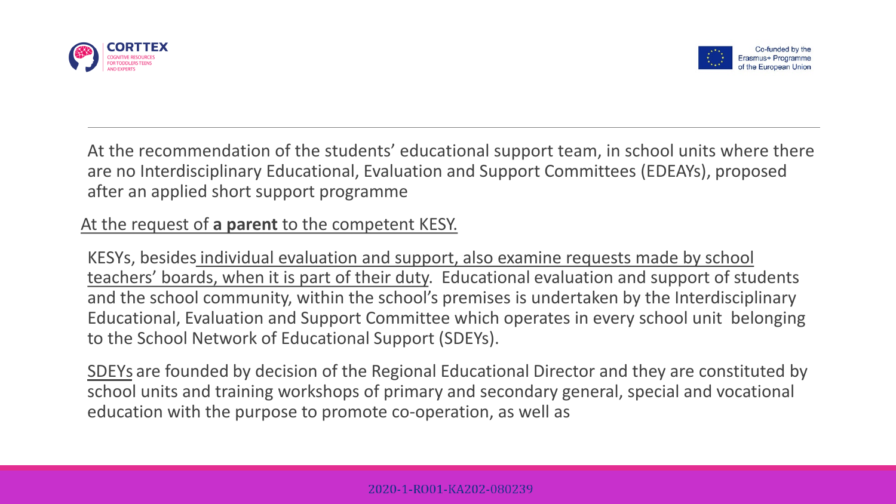At the recommendation of the students' educational support team, in school units where there are no Interdisciplinary Educational, Evaluation and Support Committees (EDEAYs), proposed after an applied short support programme

At the request of **a parent** to the competent KESY.

KESYs, besides individual evaluation and support, also examine requests made by school teachers' boards, when it is part of their duty. Educational evaluation and support of students and the school community, within the school's premises is undertaken by the Interdisciplinary Educational, Evaluation and Support Committee which operates in every school unit belonging to the School Network of Educational Support (SDEYs).

SDEYs are founded by decision of the Regional Educational Director and they are constituted by school units and training workshops of primary and secondary general, special and vocational education with the purpose to promote co-operation, as well as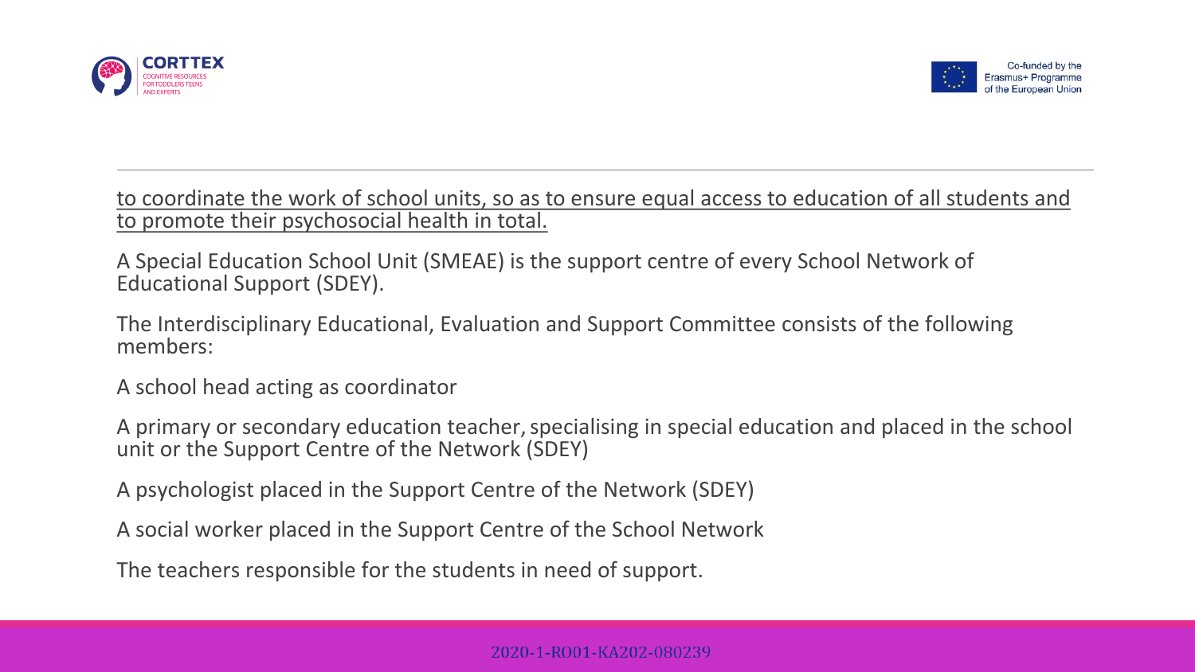<u>to coordinate the work of school units, so as to ensure equal access to education of all students and to promote their psychosocial health in total.</u>

A Special Education School Unit (SMEAE) is the support centre of every School Network of Educational Support (SDEY).

The Interdisciplinary Educational, Evaluation and Support Committee consists of the following members:

A school head acting as coordinator

A primary or secondary education teacher, specialising in special education and placed in the school unit or the Support Centre of the Network (SDEY)

A psychologist placed in the Support Centre of the Network (SDEY)

A social worker placed in the Support Centre of the School Network

The teachers responsible for the students in need of support.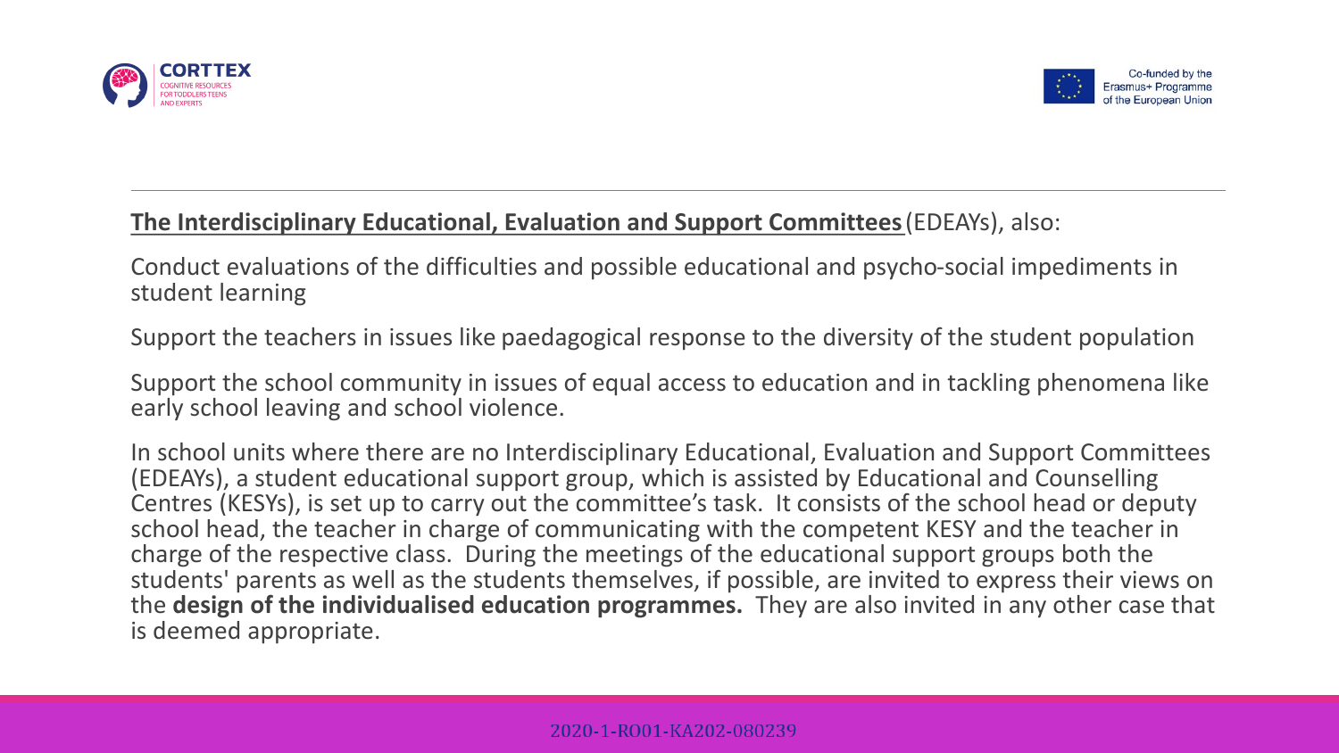**The Interdisciplinary Educational, Evaluation and Support Committees** (EDEAYs), also:

Conduct evaluations of the difficulties and possible educational and psycho-social impediments in student learning

Support the teachers in issues like paedagogical response to the diversity of the student population

Support the school community in issues of equal access to education and in tackling phenomena like early school leaving and school violence.

In school units where there are no Interdisciplinary Educational, Evaluation and Support Committees (EDEAYs), a student educational support group, which is assisted by Educational and Counselling Centres (KESYs), is set up to carry out the committee's task. It consists of the school head or deputy school head, the teacher in charge of communicating with the competent KESY and the teacher in charge of the respective class. During the meetings of the educational support groups both the students' parents as well as the students themselves, if possible, are invited to express their views on the **design of the individualised education programmes.** They are also invited in any other case that is deemed appropriate.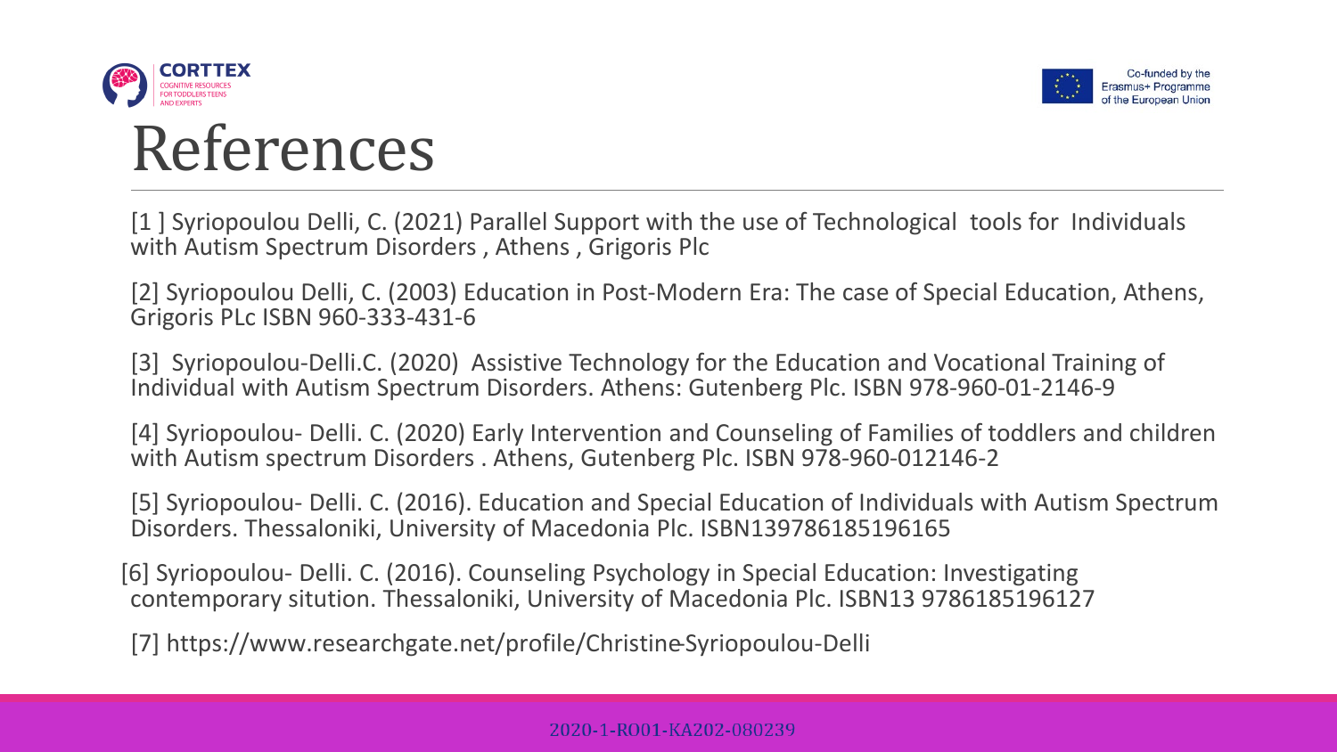# References

[1 ] Syriopoulou Delli, C. (2021) Parallel Support with the use of Technological tools for Individuals with Autism Spectrum Disorders , Athens , Grigoris Plc

[2] Syriopoulou Delli, C. (2003) Education in Post-Modern Era: The case of Special Education, Athens, Grigoris PLc ISBN 960-333-431-6

[3] Syriopoulou-Delli.C. (2020) Assistive Technology for the Education and Vocational Training of Individual with Autism Spectrum Disorders. Athens: Gutenberg Plc. ISBN 978-960-01-2146-9

[4] Syriopoulou- Delli. C. (2020) Early Intervention and Counseling of Families of toddlers and children with Autism spectrum Disorders . Athens, Gutenberg Plc. ISBN 978-960-012146-2

[5] Syriopoulou- Delli. C. (2016). Education and Special Education of Individuals with Autism Spectrum Disorders. Thessaloniki, University of Macedonia Plc. ISBN139786185196165

[6] Syriopoulou- Delli. C. (2016). Counseling Psychology in Special Education: Investigating contemporary sitution. Thessaloniki, University of Macedonia Plc. ISBN13 9786185196127

[7] https://www.researchgate.net/profile/Christine-Syriopoulou-Delli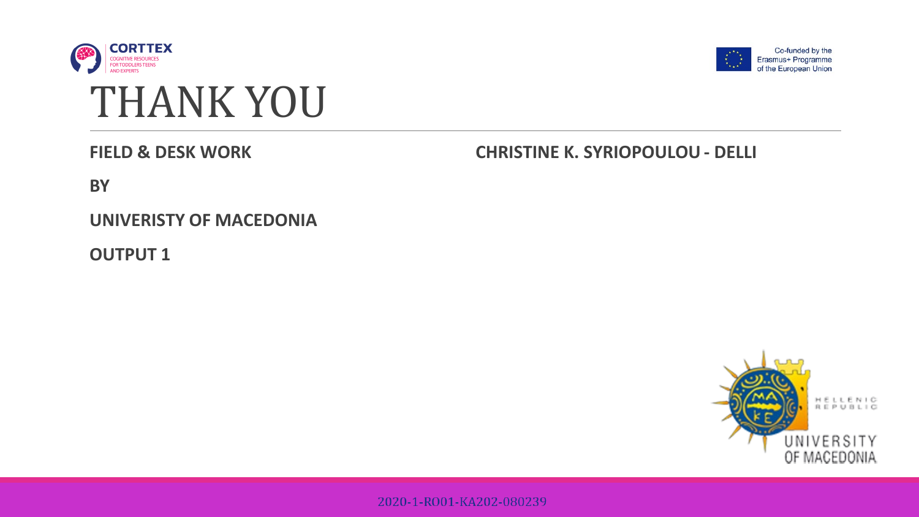# THANK YOU

**FIELD & DESK WORK**

**BY**

**UNIVERISTY OF MACEDONIA**

**OUTPUT 1**

**CHRISTINE K. SYRIOPOULOU - DELLI**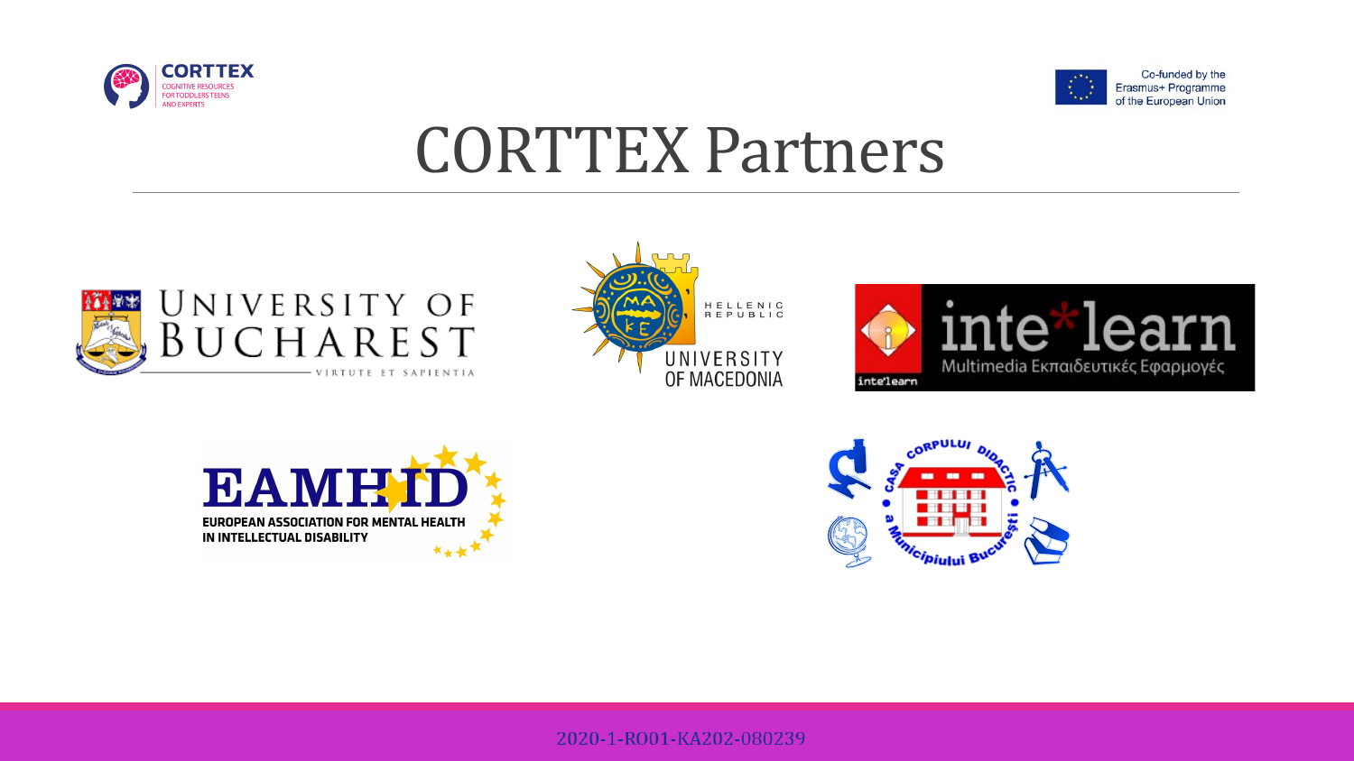# CORTTEX Partners

UNIVERSITY OF BUCHAREST

VIRTUTE ET SAPIENTIA

HELLENIC REPUBLIC

UNIVERSITY OF MACEDONIA

inte*learn

Multimedia Εκπαιδευτικές Εφαρμογές

EAMHID

EUROPEAN ASSOCIATION FOR MENTAL HEALTH IN INTELLECTUAL DISABILITY

Casa Corpului Didactic a Municipiului București

2020-1-RO01-KA202-080239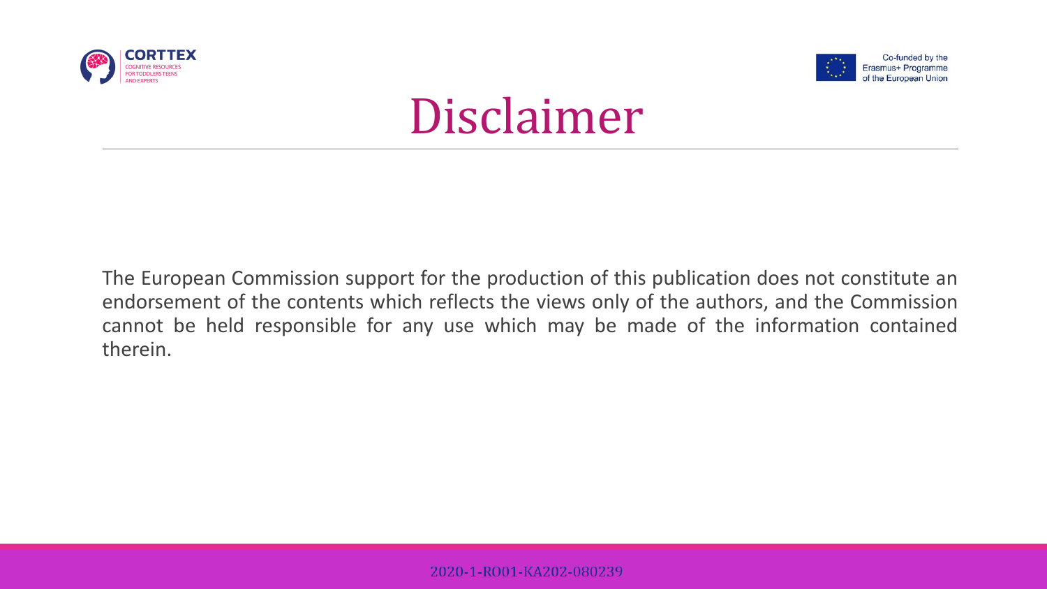# Disclaimer

The European Commission support for the production of this publication does not constitute an endorsement of the contents which reflects the views only of the authors, and the Commission cannot be held responsible for any use which may be made of the information contained therein.